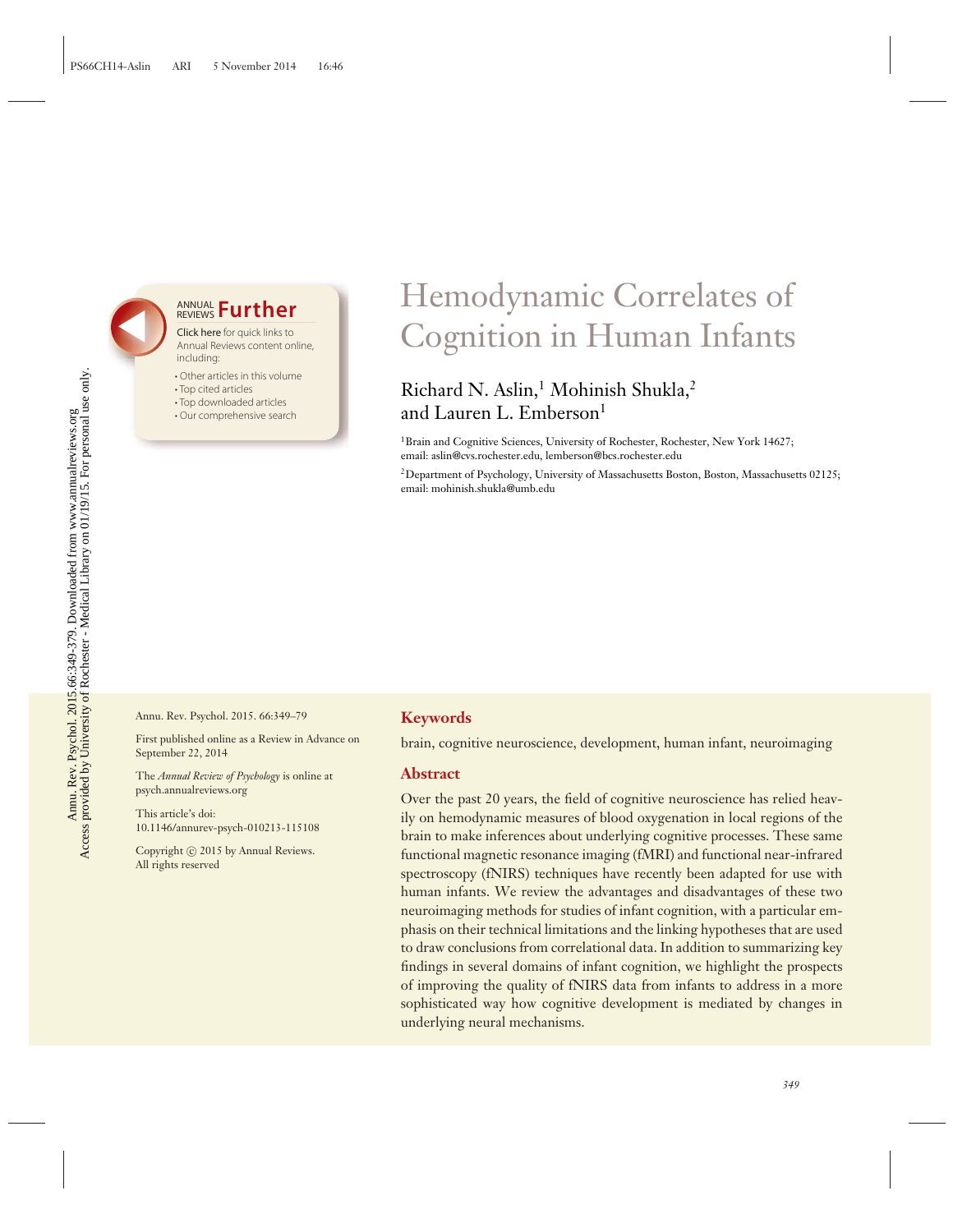# Hemodynamic Correlates of Cognition in Human Infants

Richard N. Aslin,[1] Mohinish Shukla,[2] and Lauren L. Emberson[1]

[1]Brain and Cognitive Sciences, University of Rochester, Rochester, New York 14627; email: aslin@cvs.rochester.edu, lemberson@bcs.rochester.edu

[2]Department of Psychology, University of Massachusetts Boston, Boston, Massachusetts 02125; email: mohinish.shukla@umb.edu

Annu. Rev. Psychol. 2015. 66:349–79

First published online as a Review in Advance on September 22, 2014

The *Annual Review of Psychology* is online at psych.annualreviews.org

This article's doi: 10.1146/annurev-psych-010213-115108

Copyright © 2015 by Annual Reviews. All rights reserved

## Keywords

brain, cognitive neuroscience, development, human infant, neuroimaging

## Abstract

Over the past 20 years, the field of cognitive neuroscience has relied heavily on hemodynamic measures of blood oxygenation in local regions of the brain to make inferences about underlying cognitive processes. These same functional magnetic resonance imaging (fMRI) and functional near-infrared spectroscopy (fNIRS) techniques have recently been adapted for use with human infants. We review the advantages and disadvantages of these two neuroimaging methods for studies of infant cognition, with a particular emphasis on their technical limitations and the linking hypotheses that are used to draw conclusions from correlational data. In addition to summarizing key findings in several domains of infant cognition, we highlight the prospects of improving the quality of fNIRS data from infants to address in a more sophisticated way how cognitive development is mediated by changes in underlying neural mechanisms.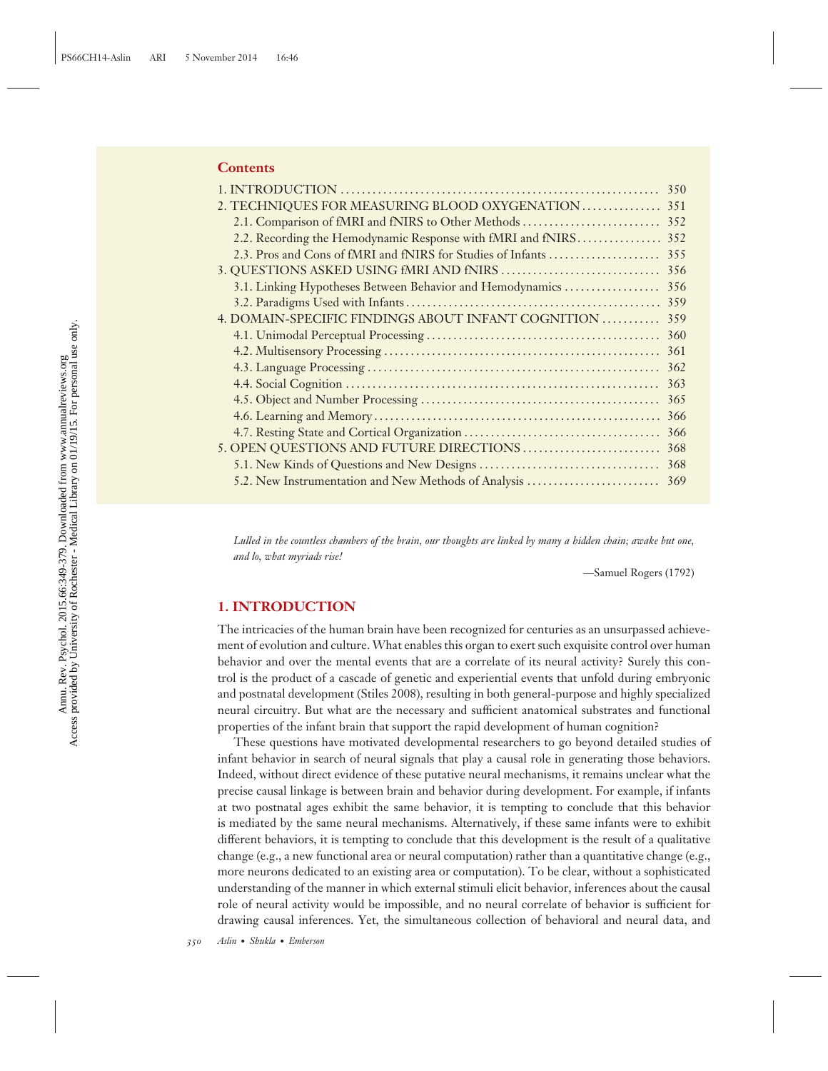## Contents

| | |
|---|---|
| 1. INTRODUCTION | 350 |
| 2. TECHNIQUES FOR MEASURING BLOOD OXYGENATION | 351 |
| 2.1. Comparison of fMRI and fNIRS to Other Methods | 352 |
| 2.2. Recording the Hemodynamic Response with fMRI and fNIRS | 352 |
| 2.3. Pros and Cons of fMRI and fNIRS for Studies of Infants | 355 |
| 3. QUESTIONS ASKED USING fMRI AND fNIRS | 356 |
| 3.1. Linking Hypotheses Between Behavior and Hemodynamics | 356 |
| 3.2. Paradigms Used with Infants | 359 |
| 4. DOMAIN-SPECIFIC FINDINGS ABOUT INFANT COGNITION | 359 |
| 4.1. Unimodal Perceptual Processing | 360 |
| 4.2. Multisensory Processing | 361 |
| 4.3. Language Processing | 362 |
| 4.4. Social Cognition | 363 |
| 4.5. Object and Number Processing | 365 |
| 4.6. Learning and Memory | 366 |
| 4.7. Resting State and Cortical Organization | 366 |
| 5. OPEN QUESTIONS AND FUTURE DIRECTIONS | 368 |
| 5.1. New Kinds of Questions and New Designs | 368 |
| 5.2. New Instrumentation and New Methods of Analysis | 369 |

*Lulled in the countless chambers of the brain, our thoughts are linked by many a hidden chain; awake but one, and lo, what myriads rise!*

—Samuel Rogers (1792)

## 1. INTRODUCTION

The intricacies of the human brain have been recognized for centuries as an unsurpassed achievement of evolution and culture. What enables this organ to exert such exquisite control over human behavior and over the mental events that are a correlate of its neural activity? Surely this control is the product of a cascade of genetic and experiential events that unfold during embryonic and postnatal development (Stiles 2008), resulting in both general-purpose and highly specialized neural circuitry. But what are the necessary and sufficient anatomical substrates and functional properties of the infant brain that support the rapid development of human cognition?

These questions have motivated developmental researchers to go beyond detailed studies of infant behavior in search of neural signals that play a causal role in generating those behaviors. Indeed, without direct evidence of these putative neural mechanisms, it remains unclear what the precise causal linkage is between brain and behavior during development. For example, if infants at two postnatal ages exhibit the same behavior, it is tempting to conclude that this behavior is mediated by the same neural mechanisms. Alternatively, if these same infants were to exhibit different behaviors, it is tempting to conclude that this development is the result of a qualitative change (e.g., a new functional area or neural computation) rather than a quantitative change (e.g., more neurons dedicated to an existing area or computation). To be clear, without a sophisticated understanding of the manner in which external stimuli elicit behavior, inferences about the causal role of neural activity would be impossible, and no neural correlate of behavior is sufficient for drawing causal inferences. Yet, the simultaneous collection of behavioral and neural data, and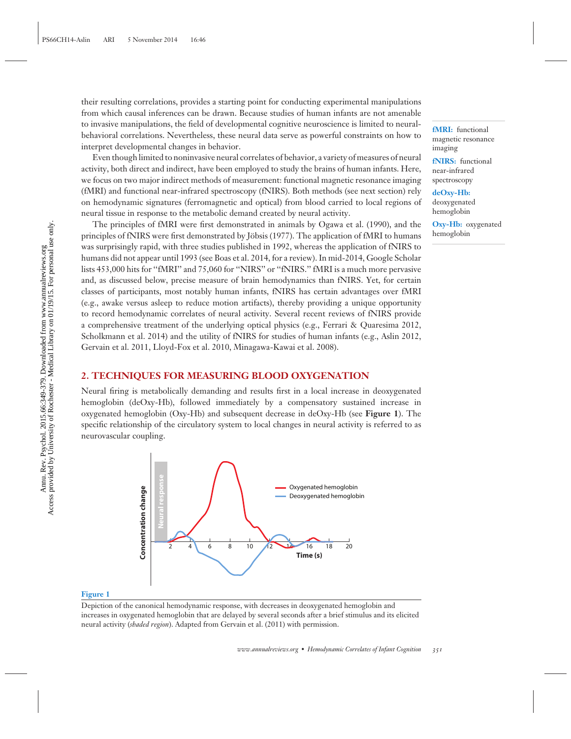their resulting correlations, provides a starting point for conducting experimental manipulations from which causal inferences can be drawn. Because studies of human infants are not amenable to invasive manipulations, the field of developmental cognitive neuroscience is limited to neural-behavioral correlations. Nevertheless, these neural data serve as powerful constraints on how to interpret developmental changes in behavior.

Even though limited to noninvasive neural correlates of behavior, a variety of measures of neural activity, both direct and indirect, have been employed to study the brains of human infants. Here, we focus on two major indirect methods of measurement: functional magnetic resonance imaging (fMRI) and functional near-infrared spectroscopy (fNIRS). Both methods (see next section) rely on hemodynamic signatures (ferromagnetic and optical) from blood carried to local regions of neural tissue in response to the metabolic demand created by neural activity.

**fMRI:** functional magnetic resonance imaging

**fNIRS:** functional near-infrared spectroscopy

**deOxy-Hb:** deoxygenated hemoglobin

**Oxy-Hb:** oxygenated hemoglobin

The principles of fMRI were first demonstrated in animals by Ogawa et al. (1990), and the principles of fNIRS were first demonstrated by Jöbsis (1977). The application of fMRI to humans was surprisingly rapid, with three studies published in 1992, whereas the application of fNIRS to humans did not appear until 1993 (see Boas et al. 2014, for a review). In mid-2014, Google Scholar lists 453,000 hits for "fMRI" and 75,060 for "NIRS" or "fNIRS." fMRI is a much more pervasive and, as discussed below, precise measure of brain hemodynamics than fNIRS. Yet, for certain classes of participants, most notably human infants, fNIRS has certain advantages over fMRI (e.g., awake versus asleep to reduce motion artifacts), thereby providing a unique opportunity to record hemodynamic correlates of neural activity. Several recent reviews of fNIRS provide a comprehensive treatment of the underlying optical physics (e.g., Ferrari & Quaresima 2012, Scholkmann et al. 2014) and the utility of fNIRS for studies of human infants (e.g., Aslin 2012, Gervain et al. 2011, Lloyd-Fox et al. 2010, Minagawa-Kawai et al. 2008).

## 2. TECHNIQUES FOR MEASURING BLOOD OXYGENATION

Neural firing is metabolically demanding and results first in a local increase in deoxygenated hemoglobin (deOxy-Hb), followed immediately by a compensatory sustained increase in oxygenated hemoglobin (Oxy-Hb) and subsequent decrease in deOxy-Hb (see **Figure 1**). The specific relationship of the circulatory system to local changes in neural activity is referred to as neurovascular coupling.

**Figure 1**

Depiction of the canonical hemodynamic response, with decreases in deoxygenated hemoglobin and increases in oxygenated hemoglobin that are delayed by several seconds after a brief stimulus and its elicited neural activity (*shaded region*). Adapted from Gervain et al. (2011) with permission.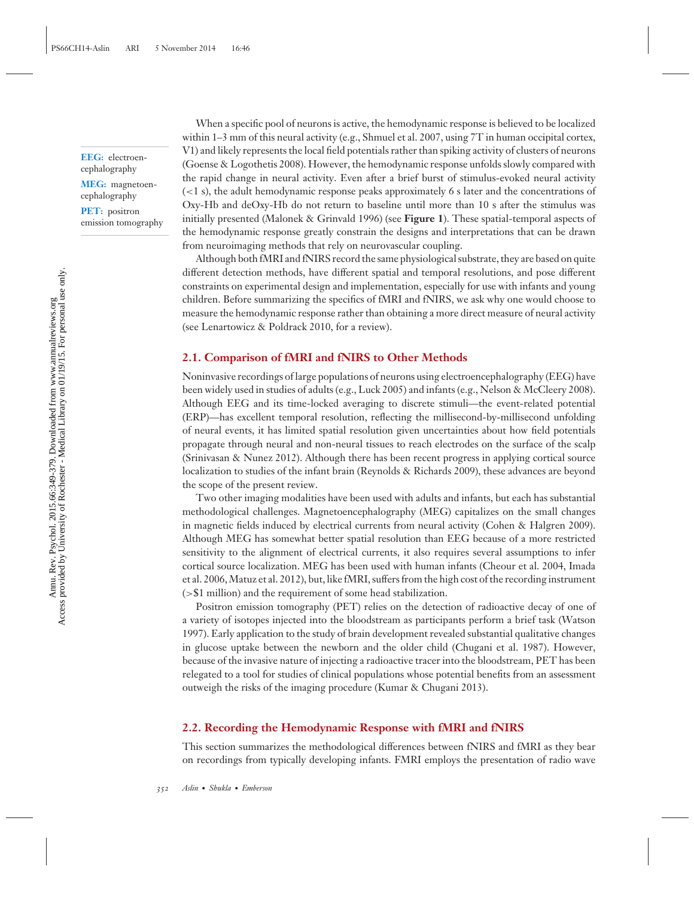When a specific pool of neurons is active, the hemodynamic response is believed to be localized within 1–3 mm of this neural activity (e.g., Shmuel et al. 2007, using 7T in human occipital cortex, V1) and likely represents the local field potentials rather than spiking activity of clusters of neurons (Goense & Logothetis 2008). However, the hemodynamic response unfolds slowly compared with the rapid change in neural activity. Even after a brief burst of stimulus-evoked neural activity (<1 s), the adult hemodynamic response peaks approximately 6 s later and the concentrations of Oxy-Hb and deOxy-Hb do not return to baseline until more than 10 s after the stimulus was initially presented (Malonek & Grinvald 1996) (see **Figure 1**). These spatial-temporal aspects of the hemodynamic response greatly constrain the designs and interpretations that can be drawn from neuroimaging methods that rely on neurovascular coupling.

**EEG:** electroencephalography

**MEG:** magnetoencephalography

**PET:** positron emission tomography

Although both fMRI and fNIRS record the same physiological substrate, they are based on quite different detection methods, have different spatial and temporal resolutions, and pose different constraints on experimental design and implementation, especially for use with infants and young children. Before summarizing the specifics of fMRI and fNIRS, we ask why one would choose to measure the hemodynamic response rather than obtaining a more direct measure of neural activity (see Lenartowicz & Poldrack 2010, for a review).

### 2.1. Comparison of fMRI and fNIRS to Other Methods

Noninvasive recordings of large populations of neurons using electroencephalography (EEG) have been widely used in studies of adults (e.g., Luck 2005) and infants (e.g., Nelson & McCleery 2008). Although EEG and its time-locked averaging to discrete stimuli—the event-related potential (ERP)—has excellent temporal resolution, reflecting the millisecond-by-millisecond unfolding of neural events, it has limited spatial resolution given uncertainties about how field potentials propagate through neural and non-neural tissues to reach electrodes on the surface of the scalp (Srinivasan & Nunez 2012). Although there has been recent progress in applying cortical source localization to studies of the infant brain (Reynolds & Richards 2009), these advances are beyond the scope of the present review.

Two other imaging modalities have been used with adults and infants, but each has substantial methodological challenges. Magnetoencephalography (MEG) capitalizes on the small changes in magnetic fields induced by electrical currents from neural activity (Cohen & Halgren 2009). Although MEG has somewhat better spatial resolution than EEG because of a more restricted sensitivity to the alignment of electrical currents, it also requires several assumptions to infer cortical source localization. MEG has been used with human infants (Cheour et al. 2004, Imada et al. 2006, Matuz et al. 2012), but, like fMRI, suffers from the high cost of the recording instrument (>$1 million) and the requirement of some head stabilization.

Positron emission tomography (PET) relies on the detection of radioactive decay of one of a variety of isotopes injected into the bloodstream as participants perform a brief task (Watson 1997). Early application to the study of brain development revealed substantial qualitative changes in glucose uptake between the newborn and the older child (Chugani et al. 1987). However, because of the invasive nature of injecting a radioactive tracer into the bloodstream, PET has been relegated to a tool for studies of clinical populations whose potential benefits from an assessment outweigh the risks of the imaging procedure (Kumar & Chugani 2013).

### 2.2. Recording the Hemodynamic Response with fMRI and fNIRS

This section summarizes the methodological differences between fNIRS and fMRI as they bear on recordings from typically developing infants. FMRI employs the presentation of radio wave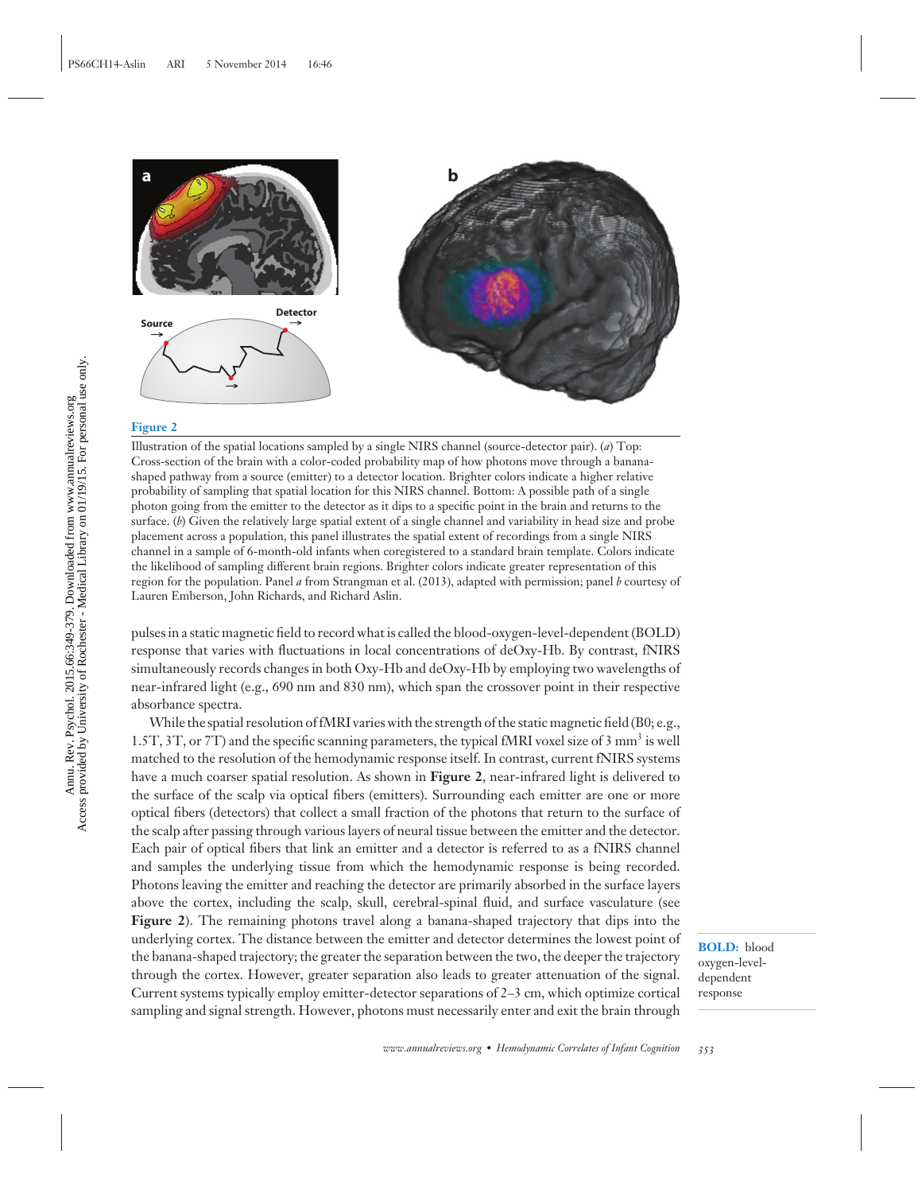**Figure 2**

Illustration of the spatial locations sampled by a single NIRS channel (source-detector pair). (*a*) Top: Cross-section of the brain with a color-coded probability map of how photons move through a banana-shaped pathway from a source (emitter) to a detector location. Brighter colors indicate a higher relative probability of sampling that spatial location for this NIRS channel. Bottom: A possible path of a single photon going from the emitter to the detector as it dips to a specific point in the brain and returns to the surface. (*b*) Given the relatively large spatial extent of a single channel and variability in head size and probe placement across a population, this panel illustrates the spatial extent of recordings from a single NIRS channel in a sample of 6-month-old infants when coregistered to a standard brain template. Colors indicate the likelihood of sampling different brain regions. Brighter colors indicate greater representation of this region for the population. Panel *a* from Strangman et al. (2013), adapted with permission; panel *b* courtesy of Lauren Emberson, John Richards, and Richard Aslin.

pulses in a static magnetic field to record what is called the blood-oxygen-level-dependent (BOLD) response that varies with fluctuations in local concentrations of deOxy-Hb. By contrast, fNIRS simultaneously records changes in both Oxy-Hb and deOxy-Hb by employing two wavelengths of near-infrared light (e.g., 690 nm and 830 nm), which span the crossover point in their respective absorbance spectra.

While the spatial resolution of fMRI varies with the strength of the static magnetic field (B0; e.g., 1.5T, 3T, or 7T) and the specific scanning parameters, the typical fMRI voxel size of 3 $mm^3$ is well matched to the resolution of the hemodynamic response itself. In contrast, current fNIRS systems have a much coarser spatial resolution. As shown in **Figure 2**, near-infrared light is delivered to the surface of the scalp via optical fibers (emitters). Surrounding each emitter are one or more optical fibers (detectors) that collect a small fraction of the photons that return to the surface of the scalp after passing through various layers of neural tissue between the emitter and the detector. Each pair of optical fibers that link an emitter and a detector is referred to as a fNIRS channel and samples the underlying tissue from which the hemodynamic response is being recorded. Photons leaving the emitter and reaching the detector are primarily absorbed in the surface layers above the cortex, including the scalp, skull, cerebral-spinal fluid, and surface vasculature (see **Figure 2**). The remaining photons travel along a banana-shaped trajectory that dips into the underlying cortex. The distance between the emitter and detector determines the lowest point of the banana-shaped trajectory; the greater the separation between the two, the deeper the trajectory through the cortex. However, greater separation also leads to greater attenuation of the signal. Current systems typically employ emitter-detector separations of 2–3 cm, which optimize cortical sampling and signal strength. However, photons must necessarily enter and exit the brain through

**BOLD:** blood oxygen-level-dependent response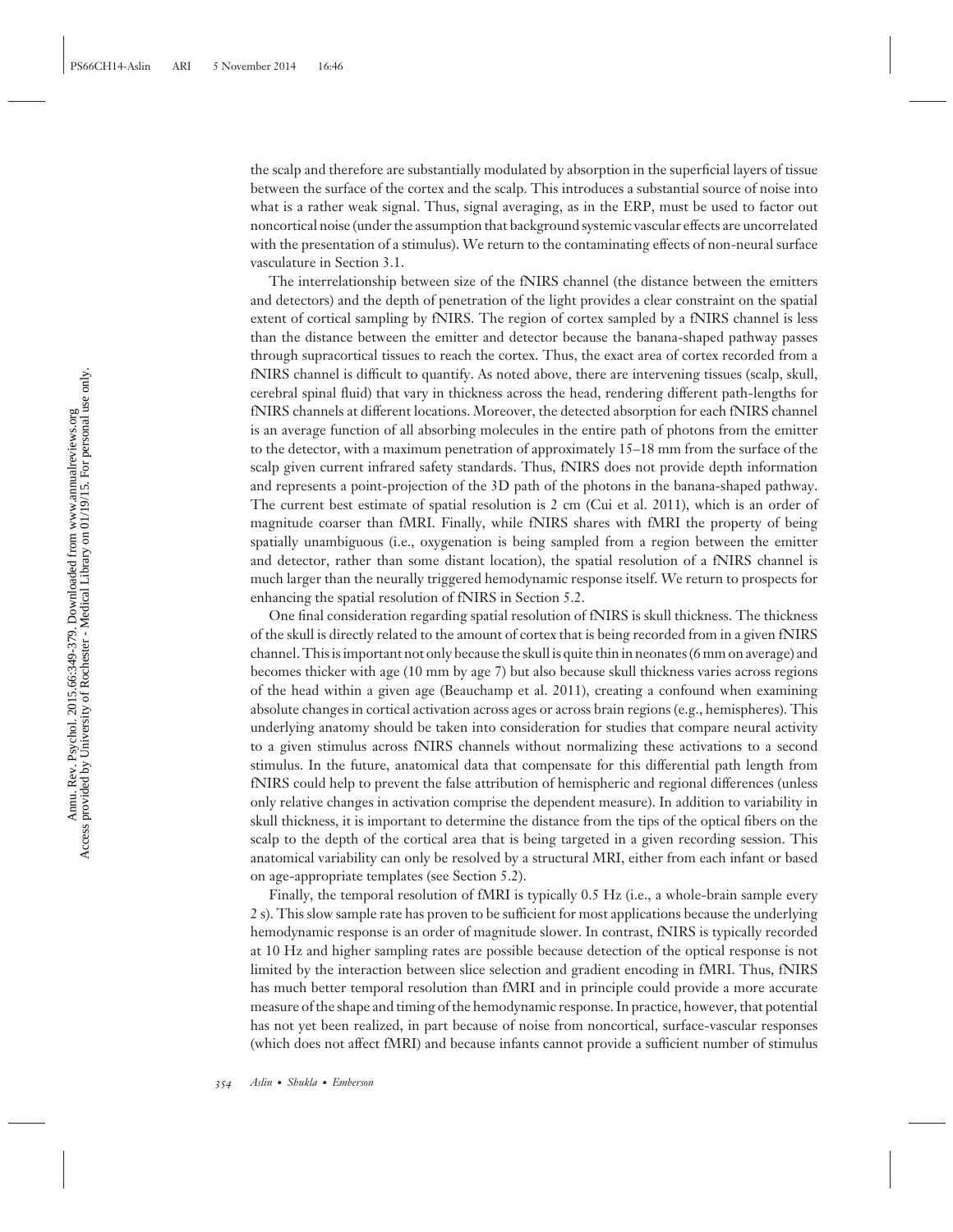the scalp and therefore are substantially modulated by absorption in the superficial layers of tissue between the surface of the cortex and the scalp. This introduces a substantial source of noise into what is a rather weak signal. Thus, signal averaging, as in the ERP, must be used to factor out noncortical noise (under the assumption that background systemic vascular effects are uncorrelated with the presentation of a stimulus). We return to the contaminating effects of non-neural surface vasculature in Section 3.1.

The interrelationship between size of the fNIRS channel (the distance between the emitters and detectors) and the depth of penetration of the light provides a clear constraint on the spatial extent of cortical sampling by fNIRS. The region of cortex sampled by a fNIRS channel is less than the distance between the emitter and detector because the banana-shaped pathway passes through supracortical tissues to reach the cortex. Thus, the exact area of cortex recorded from a fNIRS channel is difficult to quantify. As noted above, there are intervening tissues (scalp, skull, cerebral spinal fluid) that vary in thickness across the head, rendering different path-lengths for fNIRS channels at different locations. Moreover, the detected absorption for each fNIRS channel is an average function of all absorbing molecules in the entire path of photons from the emitter to the detector, with a maximum penetration of approximately 15–18 mm from the surface of the scalp given current infrared safety standards. Thus, fNIRS does not provide depth information and represents a point-projection of the 3D path of the photons in the banana-shaped pathway. The current best estimate of spatial resolution is 2 cm (Cui et al. 2011), which is an order of magnitude coarser than fMRI. Finally, while fNIRS shares with fMRI the property of being spatially unambiguous (i.e., oxygenation is being sampled from a region between the emitter and detector, rather than some distant location), the spatial resolution of a fNIRS channel is much larger than the neurally triggered hemodynamic response itself. We return to prospects for enhancing the spatial resolution of fNIRS in Section 5.2.

One final consideration regarding spatial resolution of fNIRS is skull thickness. The thickness of the skull is directly related to the amount of cortex that is being recorded from in a given fNIRS channel. This is important not only because the skull is quite thin in neonates (6 mm on average) and becomes thicker with age (10 mm by age 7) but also because skull thickness varies across regions of the head within a given age (Beauchamp et al. 2011), creating a confound when examining absolute changes in cortical activation across ages or across brain regions (e.g., hemispheres). This underlying anatomy should be taken into consideration for studies that compare neural activity to a given stimulus across fNIRS channels without normalizing these activations to a second stimulus. In the future, anatomical data that compensate for this differential path length from fNIRS could help to prevent the false attribution of hemispheric and regional differences (unless only relative changes in activation comprise the dependent measure). In addition to variability in skull thickness, it is important to determine the distance from the tips of the optical fibers on the scalp to the depth of the cortical area that is being targeted in a given recording session. This anatomical variability can only be resolved by a structural MRI, either from each infant or based on age-appropriate templates (see Section 5.2).

Finally, the temporal resolution of fMRI is typically 0.5 Hz (i.e., a whole-brain sample every 2 s). This slow sample rate has proven to be sufficient for most applications because the underlying hemodynamic response is an order of magnitude slower. In contrast, fNIRS is typically recorded at 10 Hz and higher sampling rates are possible because detection of the optical response is not limited by the interaction between slice selection and gradient encoding in fMRI. Thus, fNIRS has much better temporal resolution than fMRI and in principle could provide a more accurate measure of the shape and timing of the hemodynamic response. In practice, however, that potential has not yet been realized, in part because of noise from noncortical, surface-vascular responses (which does not affect fMRI) and because infants cannot provide a sufficient number of stimulus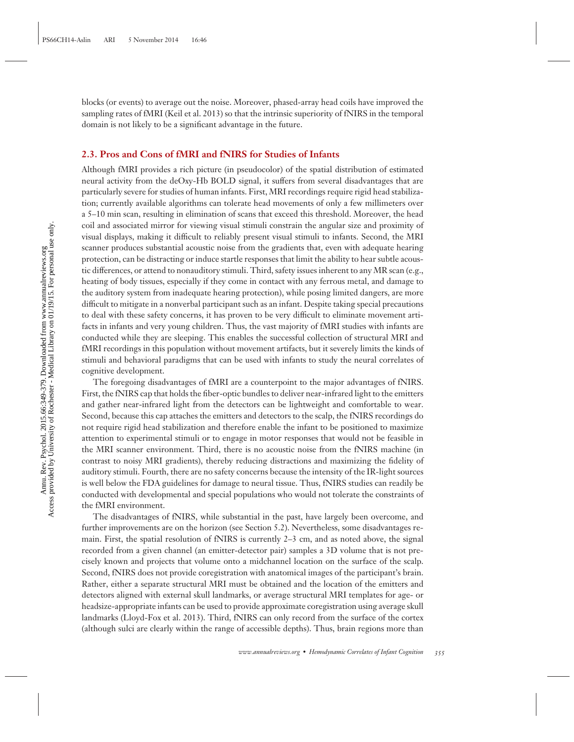blocks (or events) to average out the noise. Moreover, phased-array head coils have improved the sampling rates of fMRI (Keil et al. 2013) so that the intrinsic superiority of fNIRS in the temporal domain is not likely to be a significant advantage in the future.

### 2.3. Pros and Cons of fMRI and fNIRS for Studies of Infants

Although fMRI provides a rich picture (in pseudocolor) of the spatial distribution of estimated neural activity from the deOxy-Hb BOLD signal, it suffers from several disadvantages that are particularly severe for studies of human infants. First, MRI recordings require rigid head stabilization; currently available algorithms can tolerate head movements of only a few millimeters over a 5–10 min scan, resulting in elimination of scans that exceed this threshold. Moreover, the head coil and associated mirror for viewing visual stimuli constrain the angular size and proximity of visual displays, making it difficult to reliably present visual stimuli to infants. Second, the MRI scanner produces substantial acoustic noise from the gradients that, even with adequate hearing protection, can be distracting or induce startle responses that limit the ability to hear subtle acoustic differences, or attend to nonauditory stimuli. Third, safety issues inherent to any MR scan (e.g., heating of body tissues, especially if they come in contact with any ferrous metal, and damage to the auditory system from inadequate hearing protection), while posing limited dangers, are more difficult to mitigate in a nonverbal participant such as an infant. Despite taking special precautions to deal with these safety concerns, it has proven to be very difficult to eliminate movement artifacts in infants and very young children. Thus, the vast majority of fMRI studies with infants are conducted while they are sleeping. This enables the successful collection of structural MRI and fMRI recordings in this population without movement artifacts, but it severely limits the kinds of stimuli and behavioral paradigms that can be used with infants to study the neural correlates of cognitive development.

The foregoing disadvantages of fMRI are a counterpoint to the major advantages of fNIRS. First, the fNIRS cap that holds the fiber-optic bundles to deliver near-infrared light to the emitters and gather near-infrared light from the detectors can be lightweight and comfortable to wear. Second, because this cap attaches the emitters and detectors to the scalp, the fNIRS recordings do not require rigid head stabilization and therefore enable the infant to be positioned to maximize attention to experimental stimuli or to engage in motor responses that would not be feasible in the MRI scanner environment. Third, there is no acoustic noise from the fNIRS machine (in contrast to noisy MRI gradients), thereby reducing distractions and maximizing the fidelity of auditory stimuli. Fourth, there are no safety concerns because the intensity of the IR-light sources is well below the FDA guidelines for damage to neural tissue. Thus, fNIRS studies can readily be conducted with developmental and special populations who would not tolerate the constraints of the fMRI environment.

The disadvantages of fNIRS, while substantial in the past, have largely been overcome, and further improvements are on the horizon (see Section 5.2). Nevertheless, some disadvantages remain. First, the spatial resolution of fNIRS is currently 2–3 cm, and as noted above, the signal recorded from a given channel (an emitter-detector pair) samples a 3D volume that is not precisely known and projects that volume onto a midchannel location on the surface of the scalp. Second, fNIRS does not provide coregistration with anatomical images of the participant's brain. Rather, either a separate structural MRI must be obtained and the location of the emitters and detectors aligned with external skull landmarks, or average structural MRI templates for age- or headsize-appropriate infants can be used to provide approximate coregistration using average skull landmarks (Lloyd-Fox et al. 2013). Third, fNIRS can only record from the surface of the cortex (although sulci are clearly within the range of accessible depths). Thus, brain regions more than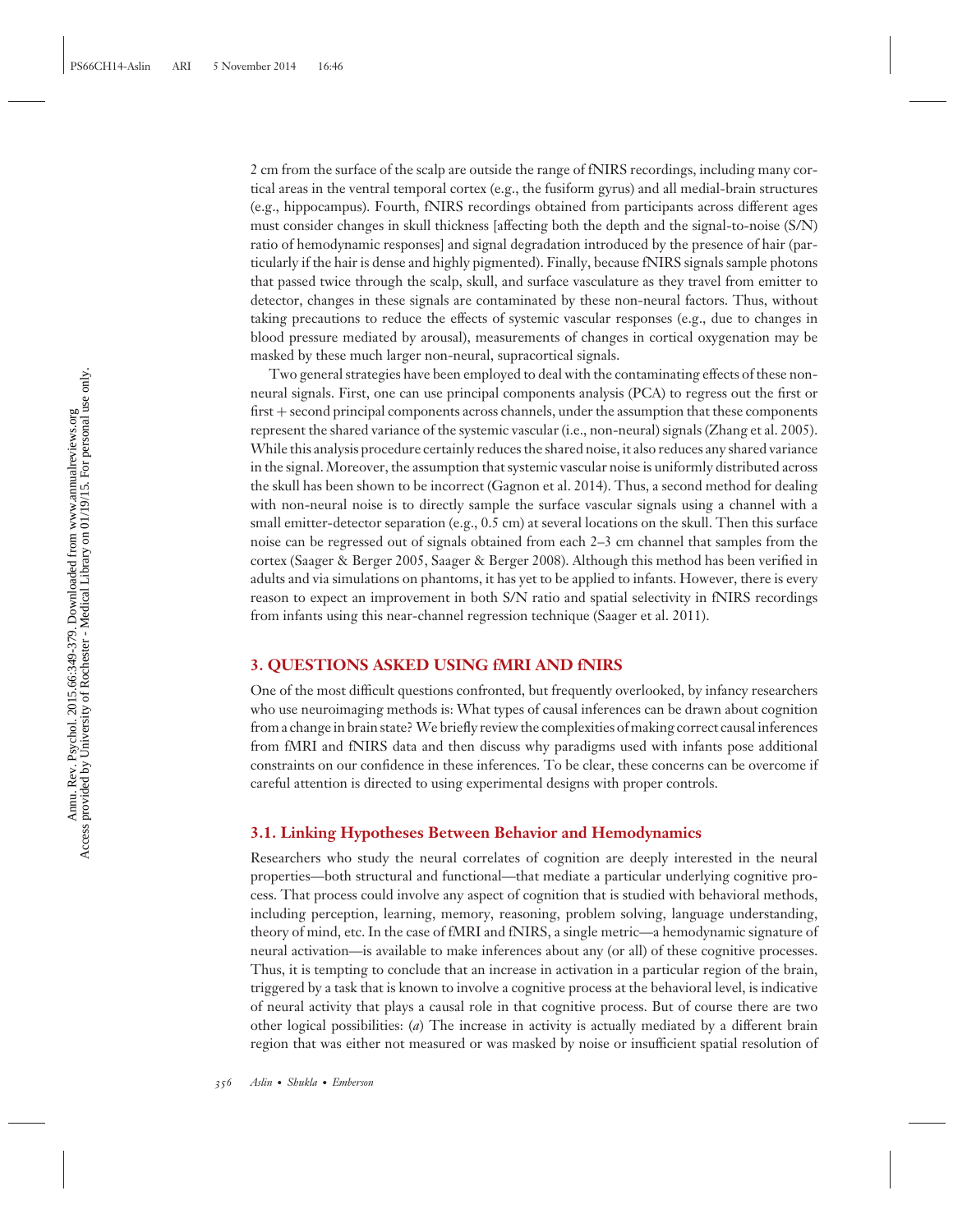2 cm from the surface of the scalp are outside the range of fNIRS recordings, including many cortical areas in the ventral temporal cortex (e.g., the fusiform gyrus) and all medial-brain structures (e.g., hippocampus). Fourth, fNIRS recordings obtained from participants across different ages must consider changes in skull thickness [affecting both the depth and the signal-to-noise (S/N) ratio of hemodynamic responses] and signal degradation introduced by the presence of hair (particularly if the hair is dense and highly pigmented). Finally, because fNIRS signals sample photons that passed twice through the scalp, skull, and surface vasculature as they travel from emitter to detector, changes in these signals are contaminated by these non-neural factors. Thus, without taking precautions to reduce the effects of systemic vascular responses (e.g., due to changes in blood pressure mediated by arousal), measurements of changes in cortical oxygenation may be masked by these much larger non-neural, supracortical signals.

Two general strategies have been employed to deal with the contaminating effects of these non-neural signals. First, one can use principal components analysis (PCA) to regress out the first or first + second principal components across channels, under the assumption that these components represent the shared variance of the systemic vascular (i.e., non-neural) signals (Zhang et al. 2005). While this analysis procedure certainly reduces the shared noise, it also reduces any shared variance in the signal. Moreover, the assumption that systemic vascular noise is uniformly distributed across the skull has been shown to be incorrect (Gagnon et al. 2014). Thus, a second method for dealing with non-neural noise is to directly sample the surface vascular signals using a channel with a small emitter-detector separation (e.g., 0.5 cm) at several locations on the skull. Then this surface noise can be regressed out of signals obtained from each 2–3 cm channel that samples from the cortex (Saager & Berger 2005, Saager & Berger 2008). Although this method has been verified in adults and via simulations on phantoms, it has yet to be applied to infants. However, there is every reason to expect an improvement in both S/N ratio and spatial selectivity in fNIRS recordings from infants using this near-channel regression technique (Saager et al. 2011).

## 3. QUESTIONS ASKED USING fMRI AND fNIRS

One of the most difficult questions confronted, but frequently overlooked, by infancy researchers who use neuroimaging methods is: What types of causal inferences can be drawn about cognition from a change in brain state? We briefly review the complexities of making correct causal inferences from fMRI and fNIRS data and then discuss why paradigms used with infants pose additional constraints on our confidence in these inferences. To be clear, these concerns can be overcome if careful attention is directed to using experimental designs with proper controls.

### 3.1. Linking Hypotheses Between Behavior and Hemodynamics

Researchers who study the neural correlates of cognition are deeply interested in the neural properties—both structural and functional—that mediate a particular underlying cognitive process. That process could involve any aspect of cognition that is studied with behavioral methods, including perception, learning, memory, reasoning, problem solving, language understanding, theory of mind, etc. In the case of fMRI and fNIRS, a single metric—a hemodynamic signature of neural activation—is available to make inferences about any (or all) of these cognitive processes. Thus, it is tempting to conclude that an increase in activation in a particular region of the brain, triggered by a task that is known to involve a cognitive process at the behavioral level, is indicative of neural activity that plays a causal role in that cognitive process. But of course there are two other logical possibilities: (*a*) The increase in activity is actually mediated by a different brain region that was either not measured or was masked by noise or insufficient spatial resolution of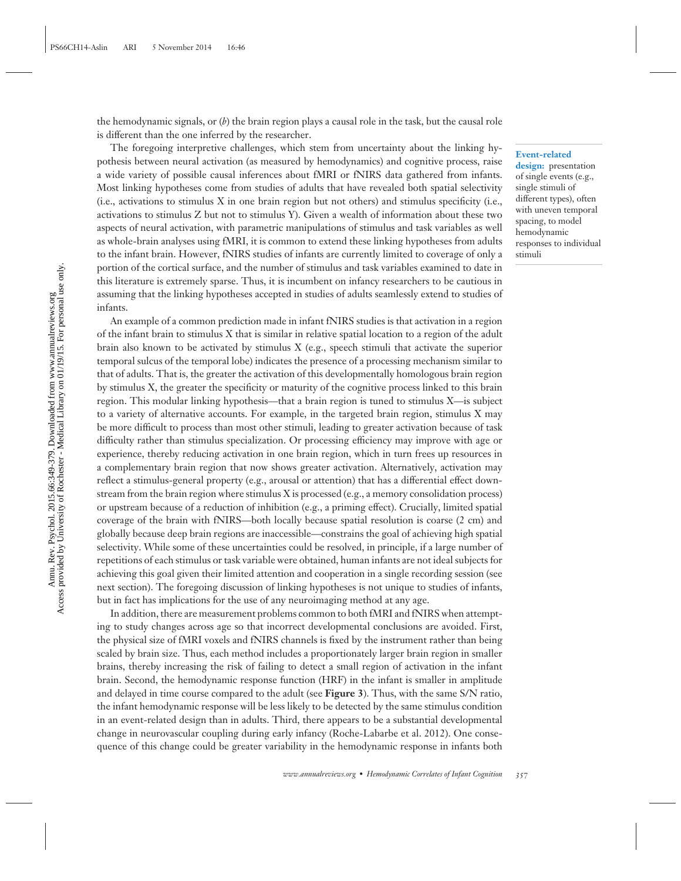the hemodynamic signals, or (*b*) the brain region plays a causal role in the task, but the causal role is different than the one inferred by the researcher.

The foregoing interpretive challenges, which stem from uncertainty about the linking hypothesis between neural activation (as measured by hemodynamics) and cognitive process, raise a wide variety of possible causal inferences about fMRI or fNIRS data gathered from infants. Most linking hypotheses come from studies of adults that have revealed both spatial selectivity (i.e., activations to stimulus X in one brain region but not others) and stimulus specificity (i.e., activations to stimulus Z but not to stimulus Y). Given a wealth of information about these two aspects of neural activation, with parametric manipulations of stimulus and task variables as well as whole-brain analyses using fMRI, it is common to extend these linking hypotheses from adults to the infant brain. However, fNIRS studies of infants are currently limited to coverage of only a portion of the cortical surface, and the number of stimulus and task variables examined to date in this literature is extremely sparse. Thus, it is incumbent on infancy researchers to be cautious in assuming that the linking hypotheses accepted in studies of adults seamlessly extend to studies of infants.

**Event-related design:** presentation of single events (e.g., single stimuli of different types), often with uneven temporal spacing, to model hemodynamic responses to individual stimuli

An example of a common prediction made in infant fNIRS studies is that activation in a region of the infant brain to stimulus X that is similar in relative spatial location to a region of the adult brain also known to be activated by stimulus X (e.g., speech stimuli that activate the superior temporal sulcus of the temporal lobe) indicates the presence of a processing mechanism similar to that of adults. That is, the greater the activation of this developmentally homologous brain region by stimulus X, the greater the specificity or maturity of the cognitive process linked to this brain region. This modular linking hypothesis—that a brain region is tuned to stimulus X—is subject to a variety of alternative accounts. For example, in the targeted brain region, stimulus X may be more difficult to process than most other stimuli, leading to greater activation because of task difficulty rather than stimulus specialization. Or processing efficiency may improve with age or experience, thereby reducing activation in one brain region, which in turn frees up resources in a complementary brain region that now shows greater activation. Alternatively, activation may reflect a stimulus-general property (e.g., arousal or attention) that has a differential effect downstream from the brain region where stimulus X is processed (e.g., a memory consolidation process) or upstream because of a reduction of inhibition (e.g., a priming effect). Crucially, limited spatial coverage of the brain with fNIRS—both locally because spatial resolution is coarse (2 cm) and globally because deep brain regions are inaccessible—constrains the goal of achieving high spatial selectivity. While some of these uncertainties could be resolved, in principle, if a large number of repetitions of each stimulus or task variable were obtained, human infants are not ideal subjects for achieving this goal given their limited attention and cooperation in a single recording session (see next section). The foregoing discussion of linking hypotheses is not unique to studies of infants, but in fact has implications for the use of any neuroimaging method at any age.

In addition, there are measurement problems common to both fMRI and fNIRS when attempting to study changes across age so that incorrect developmental conclusions are avoided. First, the physical size of fMRI voxels and fNIRS channels is fixed by the instrument rather than being scaled by brain size. Thus, each method includes a proportionately larger brain region in smaller brains, thereby increasing the risk of failing to detect a small region of activation in the infant brain. Second, the hemodynamic response function (HRF) in the infant is smaller in amplitude and delayed in time course compared to the adult (see **Figure 3**). Thus, with the same S/N ratio, the infant hemodynamic response will be less likely to be detected by the same stimulus condition in an event-related design than in adults. Third, there appears to be a substantial developmental change in neurovascular coupling during early infancy (Roche-Labarbe et al. 2012). One consequence of this change could be greater variability in the hemodynamic response in infants both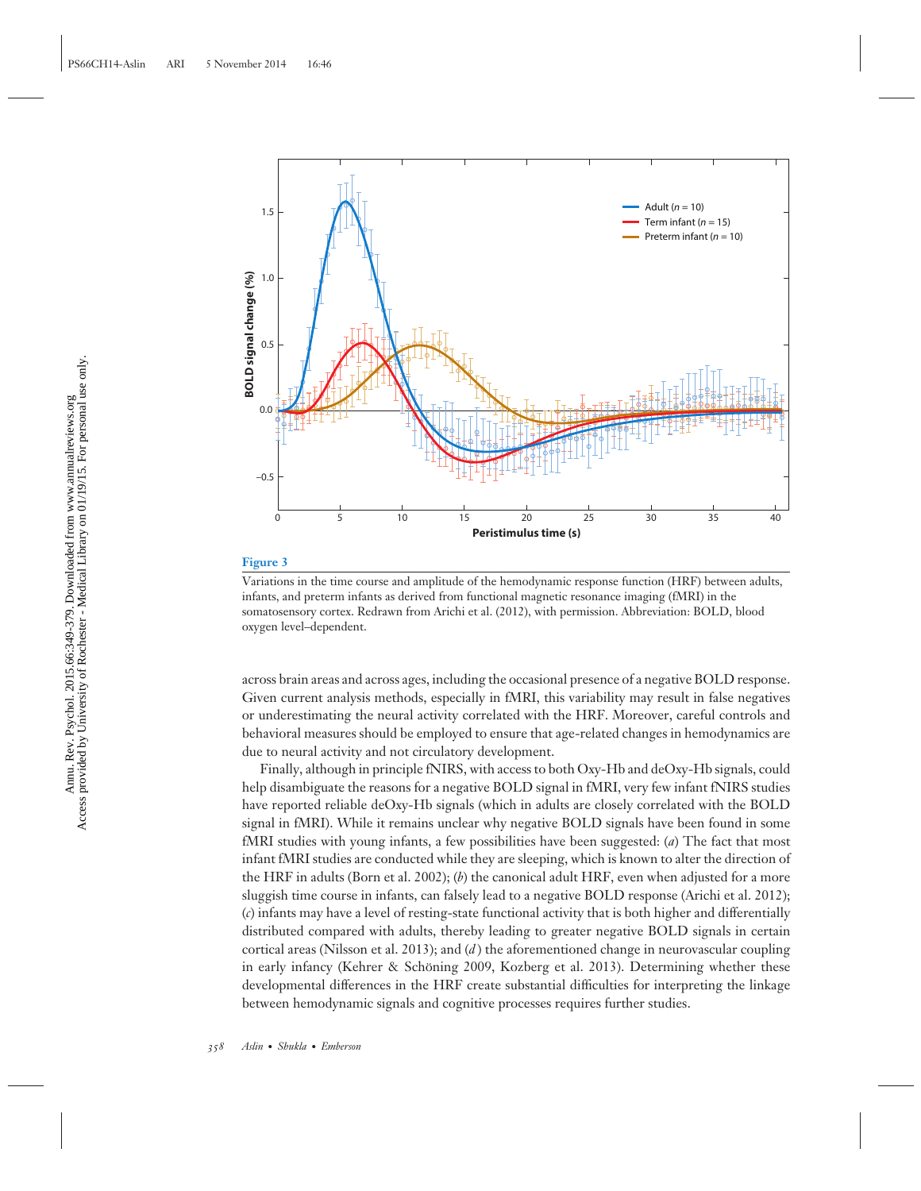**Figure 3**

Variations in the time course and amplitude of the hemodynamic response function (HRF) between adults, infants, and preterm infants as derived from functional magnetic resonance imaging (fMRI) in the somatosensory cortex. Redrawn from Arichi et al. (2012), with permission. Abbreviation: BOLD, blood oxygen level–dependent.

across brain areas and across ages, including the occasional presence of a negative BOLD response. Given current analysis methods, especially in fMRI, this variability may result in false negatives or underestimating the neural activity correlated with the HRF. Moreover, careful controls and behavioral measures should be employed to ensure that age-related changes in hemodynamics are due to neural activity and not circulatory development.

Finally, although in principle fNIRS, with access to both Oxy-Hb and deOxy-Hb signals, could help disambiguate the reasons for a negative BOLD signal in fMRI, very few infant fNIRS studies have reported reliable deOxy-Hb signals (which in adults are closely correlated with the BOLD signal in fMRI). While it remains unclear why negative BOLD signals have been found in some fMRI studies with young infants, a few possibilities have been suggested: (*a*) The fact that most infant fMRI studies are conducted while they are sleeping, which is known to alter the direction of the HRF in adults (Born et al. 2002); (*b*) the canonical adult HRF, even when adjusted for a more sluggish time course in infants, can falsely lead to a negative BOLD response (Arichi et al. 2012); (*c*) infants may have a level of resting-state functional activity that is both higher and differentially distributed compared with adults, thereby leading to greater negative BOLD signals in certain cortical areas (Nilsson et al. 2013); and (*d*) the aforementioned change in neurovascular coupling in early infancy (Kehrer & Schöning 2009, Kozberg et al. 2013). Determining whether these developmental differences in the HRF create substantial difficulties for interpreting the linkage between hemodynamic signals and cognitive processes requires further studies.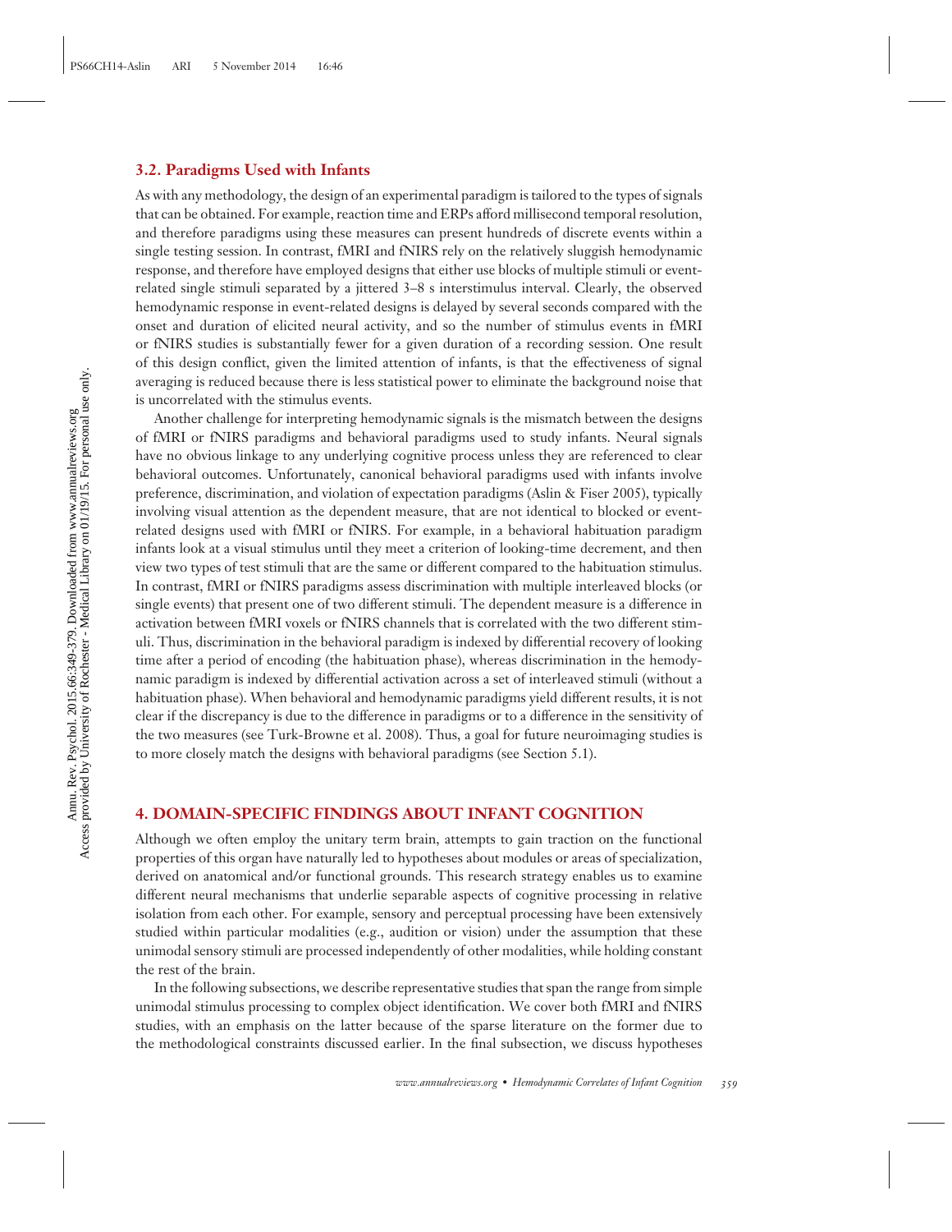### 3.2. Paradigms Used with Infants

As with any methodology, the design of an experimental paradigm is tailored to the types of signals that can be obtained. For example, reaction time and ERPs afford millisecond temporal resolution, and therefore paradigms using these measures can present hundreds of discrete events within a single testing session. In contrast, fMRI and fNIRS rely on the relatively sluggish hemodynamic response, and therefore have employed designs that either use blocks of multiple stimuli or event-related single stimuli separated by a jittered 3–8 s interstimulus interval. Clearly, the observed hemodynamic response in event-related designs is delayed by several seconds compared with the onset and duration of elicited neural activity, and so the number of stimulus events in fMRI or fNIRS studies is substantially fewer for a given duration of a recording session. One result of this design conflict, given the limited attention of infants, is that the effectiveness of signal averaging is reduced because there is less statistical power to eliminate the background noise that is uncorrelated with the stimulus events.

Another challenge for interpreting hemodynamic signals is the mismatch between the designs of fMRI or fNIRS paradigms and behavioral paradigms used to study infants. Neural signals have no obvious linkage to any underlying cognitive process unless they are referenced to clear behavioral outcomes. Unfortunately, canonical behavioral paradigms used with infants involve preference, discrimination, and violation of expectation paradigms (Aslin & Fiser 2005), typically involving visual attention as the dependent measure, that are not identical to blocked or event-related designs used with fMRI or fNIRS. For example, in a behavioral habituation paradigm infants look at a visual stimulus until they meet a criterion of looking-time decrement, and then view two types of test stimuli that are the same or different compared to the habituation stimulus. In contrast, fMRI or fNIRS paradigms assess discrimination with multiple interleaved blocks (or single events) that present one of two different stimuli. The dependent measure is a difference in activation between fMRI voxels or fNIRS channels that is correlated with the two different stimuli. Thus, discrimination in the behavioral paradigm is indexed by differential recovery of looking time after a period of encoding (the habituation phase), whereas discrimination in the hemodynamic paradigm is indexed by differential activation across a set of interleaved stimuli (without a habituation phase). When behavioral and hemodynamic paradigms yield different results, it is not clear if the discrepancy is due to the difference in paradigms or to a difference in the sensitivity of the two measures (see Turk-Browne et al. 2008). Thus, a goal for future neuroimaging studies is to more closely match the designs with behavioral paradigms (see Section 5.1).

## 4. DOMAIN-SPECIFIC FINDINGS ABOUT INFANT COGNITION

Although we often employ the unitary term brain, attempts to gain traction on the functional properties of this organ have naturally led to hypotheses about modules or areas of specialization, derived on anatomical and/or functional grounds. This research strategy enables us to examine different neural mechanisms that underlie separable aspects of cognitive processing in relative isolation from each other. For example, sensory and perceptual processing have been extensively studied within particular modalities (e.g., audition or vision) under the assumption that these unimodal sensory stimuli are processed independently of other modalities, while holding constant the rest of the brain.

In the following subsections, we describe representative studies that span the range from simple unimodal stimulus processing to complex object identification. We cover both fMRI and fNIRS studies, with an emphasis on the latter because of the sparse literature on the former due to the methodological constraints discussed earlier. In the final subsection, we discuss hypotheses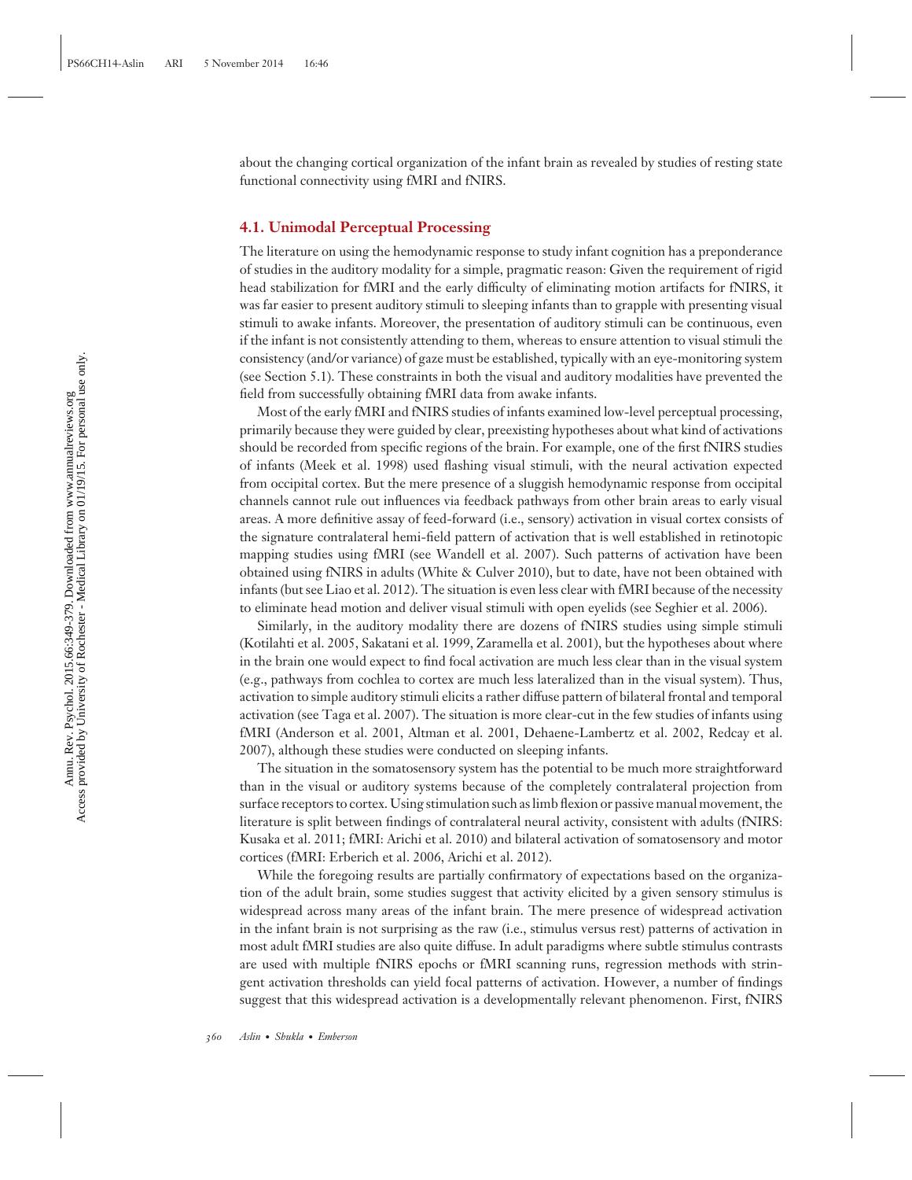about the changing cortical organization of the infant brain as revealed by studies of resting state functional connectivity using fMRI and fNIRS.

### 4.1. Unimodal Perceptual Processing

The literature on using the hemodynamic response to study infant cognition has a preponderance of studies in the auditory modality for a simple, pragmatic reason: Given the requirement of rigid head stabilization for fMRI and the early difficulty of eliminating motion artifacts for fNIRS, it was far easier to present auditory stimuli to sleeping infants than to grapple with presenting visual stimuli to awake infants. Moreover, the presentation of auditory stimuli can be continuous, even if the infant is not consistently attending to them, whereas to ensure attention to visual stimuli the consistency (and/or variance) of gaze must be established, typically with an eye-monitoring system (see Section 5.1). These constraints in both the visual and auditory modalities have prevented the field from successfully obtaining fMRI data from awake infants.

Most of the early fMRI and fNIRS studies of infants examined low-level perceptual processing, primarily because they were guided by clear, preexisting hypotheses about what kind of activations should be recorded from specific regions of the brain. For example, one of the first fNIRS studies of infants (Meek et al. 1998) used flashing visual stimuli, with the neural activation expected from occipital cortex. But the mere presence of a sluggish hemodynamic response from occipital channels cannot rule out influences via feedback pathways from other brain areas to early visual areas. A more definitive assay of feed-forward (i.e., sensory) activation in visual cortex consists of the signature contralateral hemi-field pattern of activation that is well established in retinotopic mapping studies using fMRI (see Wandell et al. 2007). Such patterns of activation have been obtained using fNIRS in adults (White & Culver 2010), but to date, have not been obtained with infants (but see Liao et al. 2012). The situation is even less clear with fMRI because of the necessity to eliminate head motion and deliver visual stimuli with open eyelids (see Seghier et al. 2006).

Similarly, in the auditory modality there are dozens of fNIRS studies using simple stimuli (Kotilahti et al. 2005, Sakatani et al. 1999, Zaramella et al. 2001), but the hypotheses about where in the brain one would expect to find focal activation are much less clear than in the visual system (e.g., pathways from cochlea to cortex are much less lateralized than in the visual system). Thus, activation to simple auditory stimuli elicits a rather diffuse pattern of bilateral frontal and temporal activation (see Taga et al. 2007). The situation is more clear-cut in the few studies of infants using fMRI (Anderson et al. 2001, Altman et al. 2001, Dehaene-Lambertz et al. 2002, Redcay et al. 2007), although these studies were conducted on sleeping infants.

The situation in the somatosensory system has the potential to be much more straightforward than in the visual or auditory systems because of the completely contralateral projection from surface receptors to cortex. Using stimulation such as limb flexion or passive manual movement, the literature is split between findings of contralateral neural activity, consistent with adults (fNIRS: Kusaka et al. 2011; fMRI: Arichi et al. 2010) and bilateral activation of somatosensory and motor cortices (fMRI: Erberich et al. 2006, Arichi et al. 2012).

While the foregoing results are partially confirmatory of expectations based on the organization of the adult brain, some studies suggest that activity elicited by a given sensory stimulus is widespread across many areas of the infant brain. The mere presence of widespread activation in the infant brain is not surprising as the raw (i.e., stimulus versus rest) patterns of activation in most adult fMRI studies are also quite diffuse. In adult paradigms where subtle stimulus contrasts are used with multiple fNIRS epochs or fMRI scanning runs, regression methods with stringent activation thresholds can yield focal patterns of activation. However, a number of findings suggest that this widespread activation is a developmentally relevant phenomenon. First, fNIRS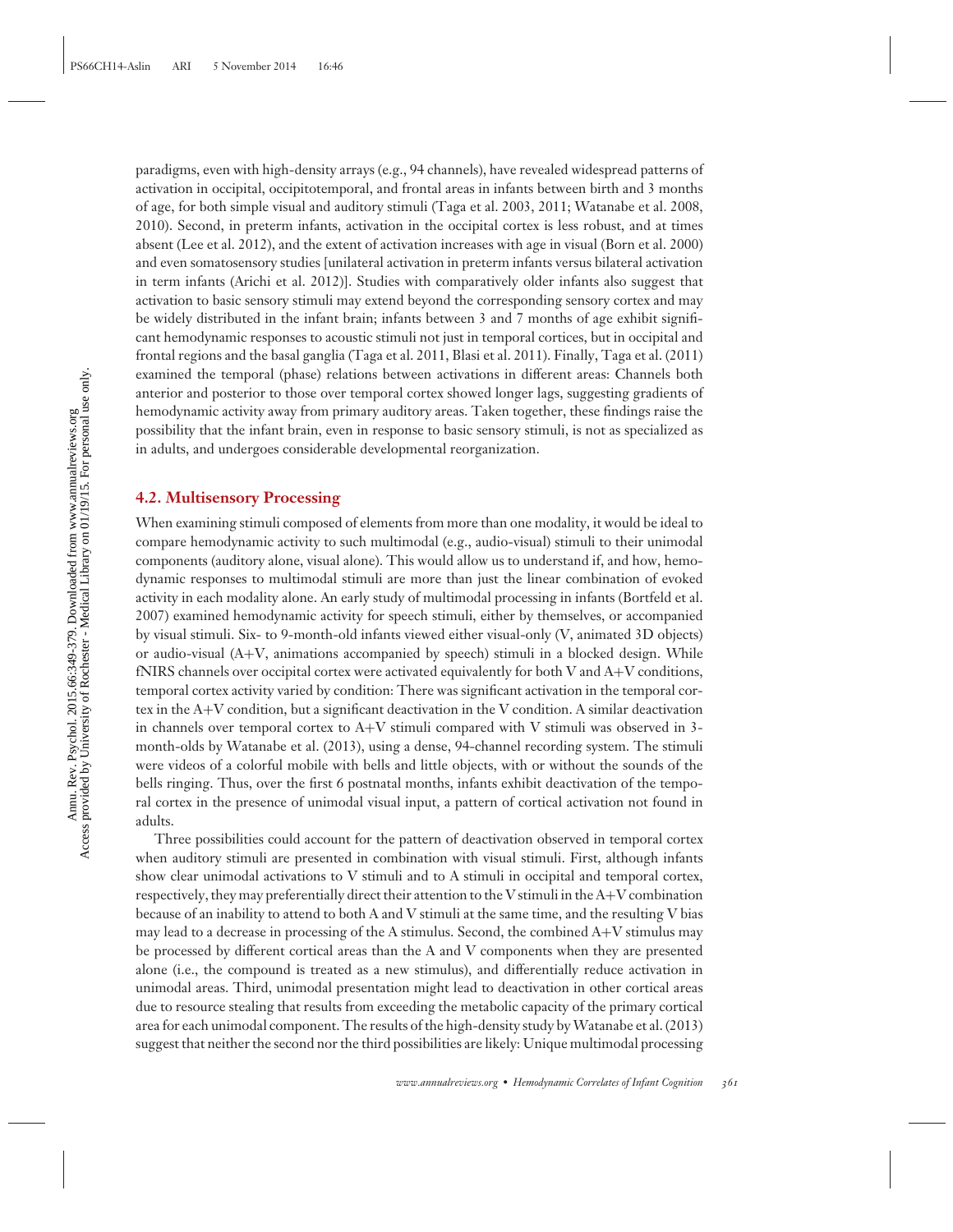paradigms, even with high-density arrays (e.g., 94 channels), have revealed widespread patterns of activation in occipital, occipitotemporal, and frontal areas in infants between birth and 3 months of age, for both simple visual and auditory stimuli (Taga et al. 2003, 2011; Watanabe et al. 2008, 2010). Second, in preterm infants, activation in the occipital cortex is less robust, and at times absent (Lee et al. 2012), and the extent of activation increases with age in visual (Born et al. 2000) and even somatosensory studies [unilateral activation in preterm infants versus bilateral activation in term infants (Arichi et al. 2012)]. Studies with comparatively older infants also suggest that activation to basic sensory stimuli may extend beyond the corresponding sensory cortex and may be widely distributed in the infant brain; infants between 3 and 7 months of age exhibit significant hemodynamic responses to acoustic stimuli not just in temporal cortices, but in occipital and frontal regions and the basal ganglia (Taga et al. 2011, Blasi et al. 2011). Finally, Taga et al. (2011) examined the temporal (phase) relations between activations in different areas: Channels both anterior and posterior to those over temporal cortex showed longer lags, suggesting gradients of hemodynamic activity away from primary auditory areas. Taken together, these findings raise the possibility that the infant brain, even in response to basic sensory stimuli, is not as specialized as in adults, and undergoes considerable developmental reorganization.

## 4.2. Multisensory Processing

When examining stimuli composed of elements from more than one modality, it would be ideal to compare hemodynamic activity to such multimodal (e.g., audio-visual) stimuli to their unimodal components (auditory alone, visual alone). This would allow us to understand if, and how, hemodynamic responses to multimodal stimuli are more than just the linear combination of evoked activity in each modality alone. An early study of multimodal processing in infants (Bortfeld et al. 2007) examined hemodynamic activity for speech stimuli, either by themselves, or accompanied by visual stimuli. Six- to 9-month-old infants viewed either visual-only (V, animated 3D objects) or audio-visual (A+V, animations accompanied by speech) stimuli in a blocked design. While fNIRS channels over occipital cortex were activated equivalently for both V and A+V conditions, temporal cortex activity varied by condition: There was significant activation in the temporal cortex in the A+V condition, but a significant deactivation in the V condition. A similar deactivation in channels over temporal cortex to A+V stimuli compared with V stimuli was observed in 3-month-olds by Watanabe et al. (2013), using a dense, 94-channel recording system. The stimuli were videos of a colorful mobile with bells and little objects, with or without the sounds of the bells ringing. Thus, over the first 6 postnatal months, infants exhibit deactivation of the temporal cortex in the presence of unimodal visual input, a pattern of cortical activation not found in adults.

Three possibilities could account for the pattern of deactivation observed in temporal cortex when auditory stimuli are presented in combination with visual stimuli. First, although infants show clear unimodal activations to V stimuli and to A stimuli in occipital and temporal cortex, respectively, they may preferentially direct their attention to the V stimuli in the A+V combination because of an inability to attend to both A and V stimuli at the same time, and the resulting V bias may lead to a decrease in processing of the A stimulus. Second, the combined A+V stimulus may be processed by different cortical areas than the A and V components when they are presented alone (i.e., the compound is treated as a new stimulus), and differentially reduce activation in unimodal areas. Third, unimodal presentation might lead to deactivation in other cortical areas due to resource stealing that results from exceeding the metabolic capacity of the primary cortical area for each unimodal component. The results of the high-density study by Watanabe et al. (2013) suggest that neither the second nor the third possibilities are likely: Unique multimodal processing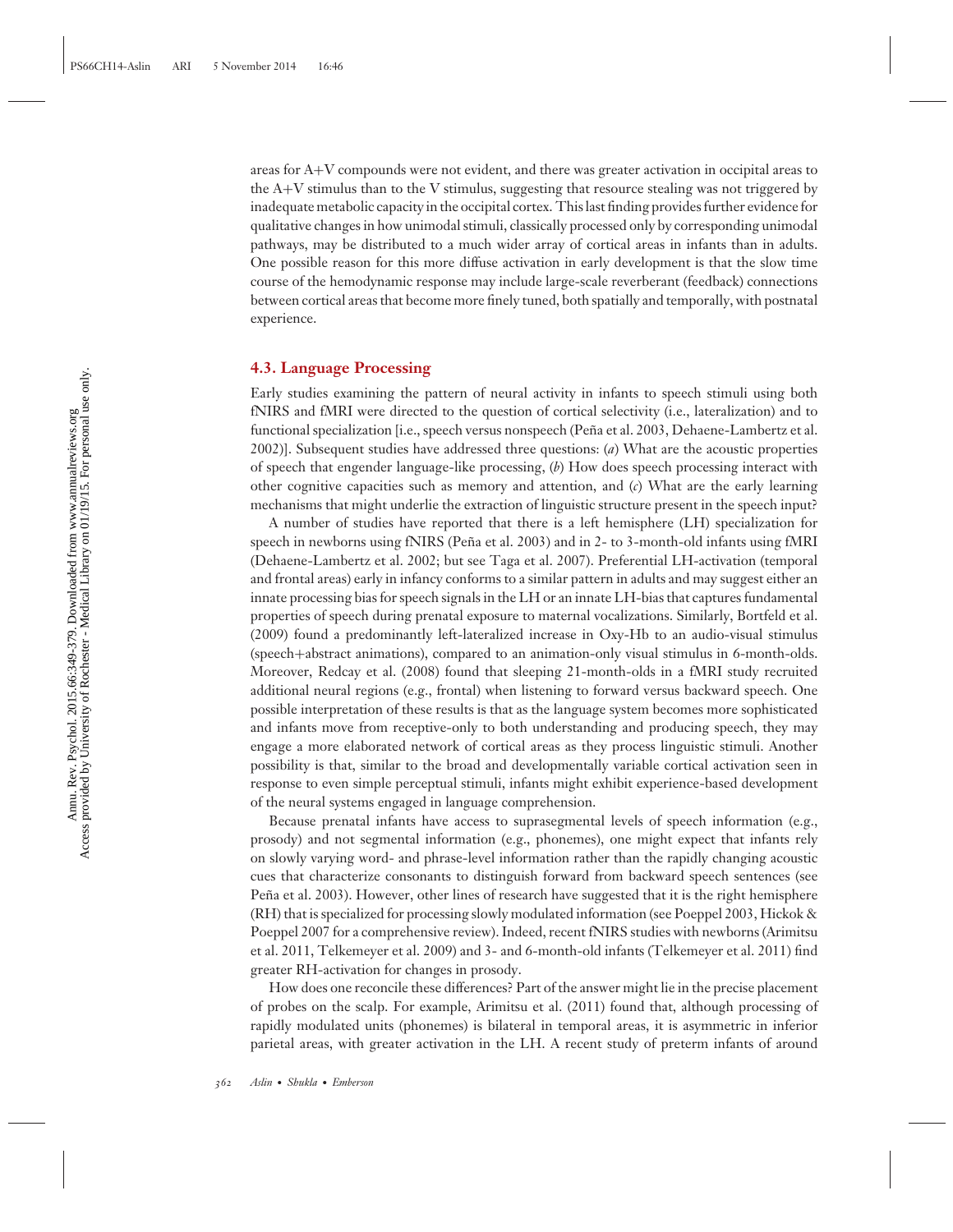areas for A+V compounds were not evident, and there was greater activation in occipital areas to the A+V stimulus than to the V stimulus, suggesting that resource stealing was not triggered by inadequate metabolic capacity in the occipital cortex. This last finding provides further evidence for qualitative changes in how unimodal stimuli, classically processed only by corresponding unimodal pathways, may be distributed to a much wider array of cortical areas in infants than in adults. One possible reason for this more diffuse activation in early development is that the slow time course of the hemodynamic response may include large-scale reverberant (feedback) connections between cortical areas that become more finely tuned, both spatially and temporally, with postnatal experience.

### 4.3. Language Processing

Early studies examining the pattern of neural activity in infants to speech stimuli using both fNIRS and fMRI were directed to the question of cortical selectivity (i.e., lateralization) and to functional specialization [i.e., speech versus nonspeech (Peña et al. 2003, Dehaene-Lambertz et al. 2002)]. Subsequent studies have addressed three questions: (*a*) What are the acoustic properties of speech that engender language-like processing, (*b*) How does speech processing interact with other cognitive capacities such as memory and attention, and (*c*) What are the early learning mechanisms that might underlie the extraction of linguistic structure present in the speech input?

A number of studies have reported that there is a left hemisphere (LH) specialization for speech in newborns using fNIRS (Peña et al. 2003) and in 2- to 3-month-old infants using fMRI (Dehaene-Lambertz et al. 2002; but see Taga et al. 2007). Preferential LH-activation (temporal and frontal areas) early in infancy conforms to a similar pattern in adults and may suggest either an innate processing bias for speech signals in the LH or an innate LH-bias that captures fundamental properties of speech during prenatal exposure to maternal vocalizations. Similarly, Bortfeld et al. (2009) found a predominantly left-lateralized increase in Oxy-Hb to an audio-visual stimulus (speech+abstract animations), compared to an animation-only visual stimulus in 6-month-olds. Moreover, Redcay et al. (2008) found that sleeping 21-month-olds in a fMRI study recruited additional neural regions (e.g., frontal) when listening to forward versus backward speech. One possible interpretation of these results is that as the language system becomes more sophisticated and infants move from receptive-only to both understanding and producing speech, they may engage a more elaborated network of cortical areas as they process linguistic stimuli. Another possibility is that, similar to the broad and developmentally variable cortical activation seen in response to even simple perceptual stimuli, infants might exhibit experience-based development of the neural systems engaged in language comprehension.

Because prenatal infants have access to suprasegmental levels of speech information (e.g., prosody) and not segmental information (e.g., phonemes), one might expect that infants rely on slowly varying word- and phrase-level information rather than the rapidly changing acoustic cues that characterize consonants to distinguish forward from backward speech sentences (see Peña et al. 2003). However, other lines of research have suggested that it is the right hemisphere (RH) that is specialized for processing slowly modulated information (see Poeppel 2003, Hickok & Poeppel 2007 for a comprehensive review). Indeed, recent fNIRS studies with newborns (Arimitsu et al. 2011, Telkemeyer et al. 2009) and 3- and 6-month-old infants (Telkemeyer et al. 2011) find greater RH-activation for changes in prosody.

How does one reconcile these differences? Part of the answer might lie in the precise placement of probes on the scalp. For example, Arimitsu et al. (2011) found that, although processing of rapidly modulated units (phonemes) is bilateral in temporal areas, it is asymmetric in inferior parietal areas, with greater activation in the LH. A recent study of preterm infants of around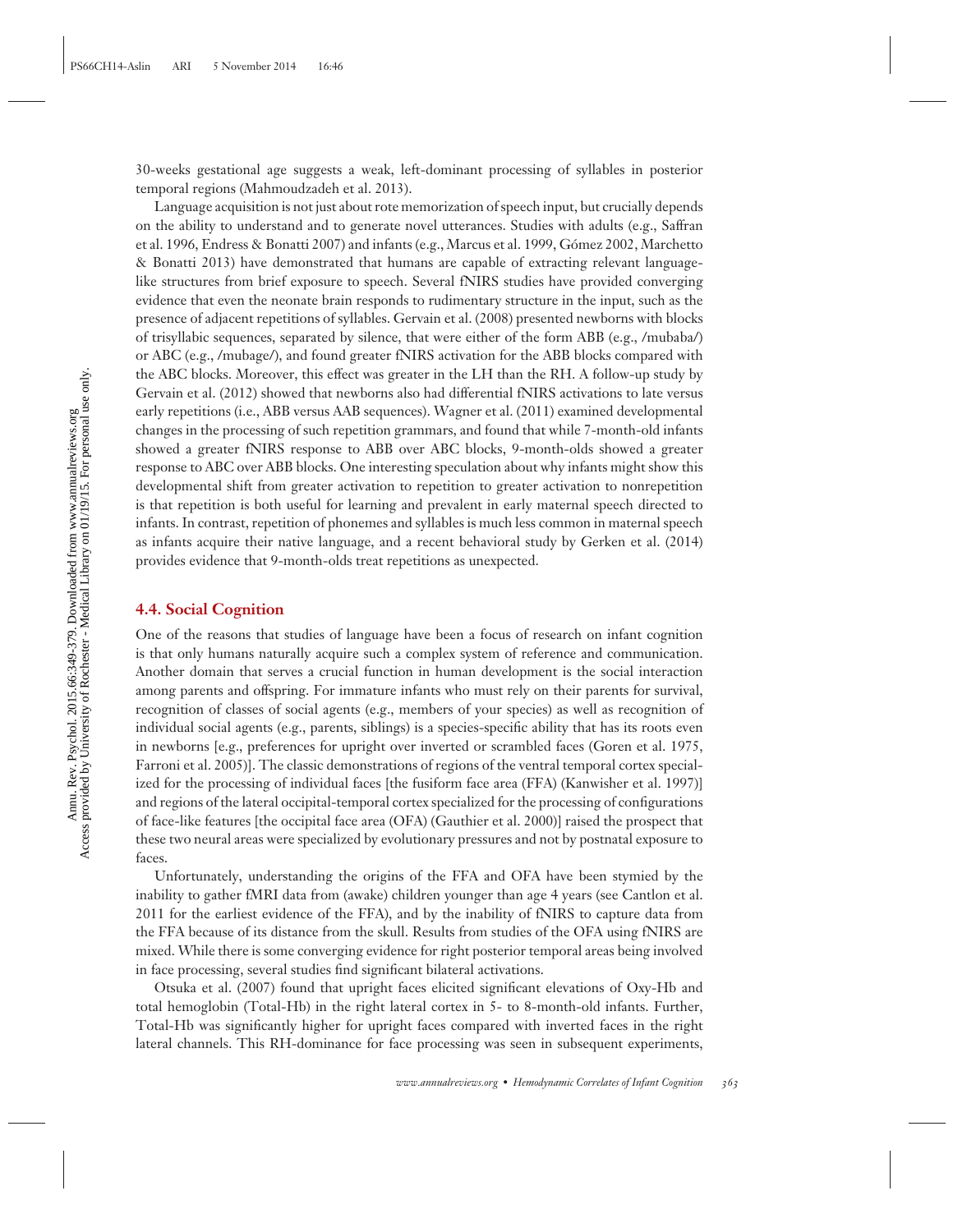30-weeks gestational age suggests a weak, left-dominant processing of syllables in posterior temporal regions (Mahmoudzadeh et al. 2013).

Language acquisition is not just about rote memorization of speech input, but crucially depends on the ability to understand and to generate novel utterances. Studies with adults (e.g., Saffran et al. 1996, Endress & Bonatti 2007) and infants (e.g., Marcus et al. 1999, Gómez 2002, Marchetto & Bonatti 2013) have demonstrated that humans are capable of extracting relevant language-like structures from brief exposure to speech. Several fNIRS studies have provided converging evidence that even the neonate brain responds to rudimentary structure in the input, such as the presence of adjacent repetitions of syllables. Gervain et al. (2008) presented newborns with blocks of trisyllabic sequences, separated by silence, that were either of the form ABB (e.g., /mubaba/) or ABC (e.g., /mubage/), and found greater fNIRS activation for the ABB blocks compared with the ABC blocks. Moreover, this effect was greater in the LH than the RH. A follow-up study by Gervain et al. (2012) showed that newborns also had differential fNIRS activations to late versus early repetitions (i.e., ABB versus AAB sequences). Wagner et al. (2011) examined developmental changes in the processing of such repetition grammars, and found that while 7-month-old infants showed a greater fNIRS response to ABB over ABC blocks, 9-month-olds showed a greater response to ABC over ABB blocks. One interesting speculation about why infants might show this developmental shift from greater activation to repetition to greater activation to nonrepetition is that repetition is both useful for learning and prevalent in early maternal speech directed to infants. In contrast, repetition of phonemes and syllables is much less common in maternal speech as infants acquire their native language, and a recent behavioral study by Gerken et al. (2014) provides evidence that 9-month-olds treat repetitions as unexpected.

### 4.4. Social Cognition

One of the reasons that studies of language have been a focus of research on infant cognition is that only humans naturally acquire such a complex system of reference and communication. Another domain that serves a crucial function in human development is the social interaction among parents and offspring. For immature infants who must rely on their parents for survival, recognition of classes of social agents (e.g., members of your species) as well as recognition of individual social agents (e.g., parents, siblings) is a species-specific ability that has its roots even in newborns [e.g., preferences for upright over inverted or scrambled faces (Goren et al. 1975, Farroni et al. 2005)]. The classic demonstrations of regions of the ventral temporal cortex specialized for the processing of individual faces [the fusiform face area (FFA) (Kanwisher et al. 1997)] and regions of the lateral occipital-temporal cortex specialized for the processing of configurations of face-like features [the occipital face area (OFA) (Gauthier et al. 2000)] raised the prospect that these two neural areas were specialized by evolutionary pressures and not by postnatal exposure to faces.

Unfortunately, understanding the origins of the FFA and OFA have been stymied by the inability to gather fMRI data from (awake) children younger than age 4 years (see Cantlon et al. 2011 for the earliest evidence of the FFA), and by the inability of fNIRS to capture data from the FFA because of its distance from the skull. Results from studies of the OFA using fNIRS are mixed. While there is some converging evidence for right posterior temporal areas being involved in face processing, several studies find significant bilateral activations.

Otsuka et al. (2007) found that upright faces elicited significant elevations of Oxy-Hb and total hemoglobin (Total-Hb) in the right lateral cortex in 5- to 8-month-old infants. Further, Total-Hb was significantly higher for upright faces compared with inverted faces in the right lateral channels. This RH-dominance for face processing was seen in subsequent experiments,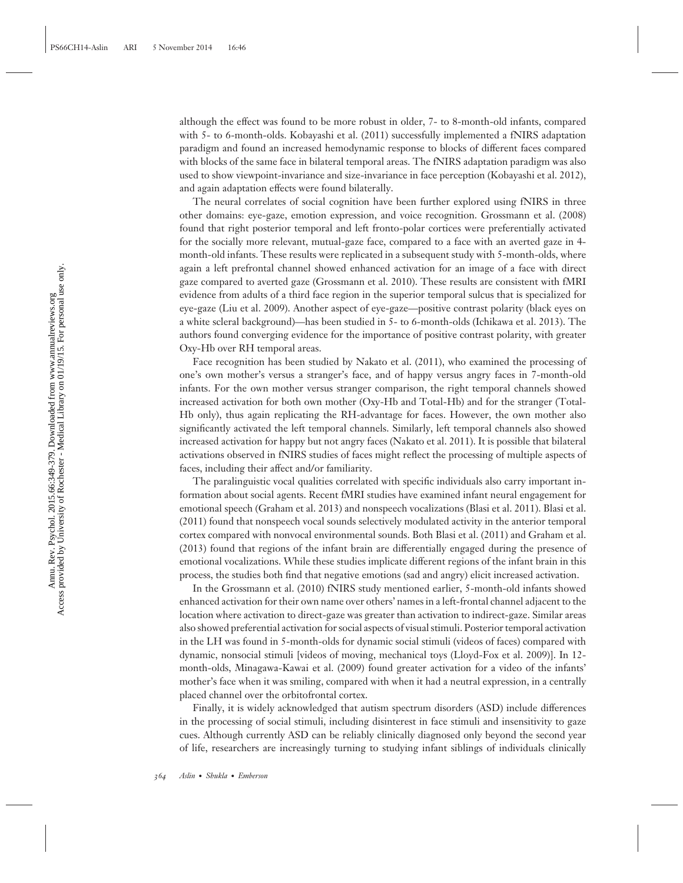although the effect was found to be more robust in older, 7- to 8-month-old infants, compared with 5- to 6-month-olds. Kobayashi et al. (2011) successfully implemented a fNIRS adaptation paradigm and found an increased hemodynamic response to blocks of different faces compared with blocks of the same face in bilateral temporal areas. The fNIRS adaptation paradigm was also used to show viewpoint-invariance and size-invariance in face perception (Kobayashi et al. 2012), and again adaptation effects were found bilaterally.

The neural correlates of social cognition have been further explored using fNIRS in three other domains: eye-gaze, emotion expression, and voice recognition. Grossmann et al. (2008) found that right posterior temporal and left fronto-polar cortices were preferentially activated for the socially more relevant, mutual-gaze face, compared to a face with an averted gaze in 4-month-old infants. These results were replicated in a subsequent study with 5-month-olds, where again a left prefrontal channel showed enhanced activation for an image of a face with direct gaze compared to averted gaze (Grossmann et al. 2010). These results are consistent with fMRI evidence from adults of a third face region in the superior temporal sulcus that is specialized for eye-gaze (Liu et al. 2009). Another aspect of eye-gaze—positive contrast polarity (black eyes on a white scleral background)—has been studied in 5- to 6-month-olds (Ichikawa et al. 2013). The authors found converging evidence for the importance of positive contrast polarity, with greater Oxy-Hb over RH temporal areas.

Face recognition has been studied by Nakato et al. (2011), who examined the processing of one's own mother's versus a stranger's face, and of happy versus angry faces in 7-month-old infants. For the own mother versus stranger comparison, the right temporal channels showed increased activation for both own mother (Oxy-Hb and Total-Hb) and for the stranger (Total-Hb only), thus again replicating the RH-advantage for faces. However, the own mother also significantly activated the left temporal channels. Similarly, left temporal channels also showed increased activation for happy but not angry faces (Nakato et al. 2011). It is possible that bilateral activations observed in fNIRS studies of faces might reflect the processing of multiple aspects of faces, including their affect and/or familiarity.

The paralinguistic vocal qualities correlated with specific individuals also carry important information about social agents. Recent fMRI studies have examined infant neural engagement for emotional speech (Graham et al. 2013) and nonspeech vocalizations (Blasi et al. 2011). Blasi et al. (2011) found that nonspeech vocal sounds selectively modulated activity in the anterior temporal cortex compared with nonvocal environmental sounds. Both Blasi et al. (2011) and Graham et al. (2013) found that regions of the infant brain are differentially engaged during the presence of emotional vocalizations. While these studies implicate different regions of the infant brain in this process, the studies both find that negative emotions (sad and angry) elicit increased activation.

In the Grossmann et al. (2010) fNIRS study mentioned earlier, 5-month-old infants showed enhanced activation for their own name over others' names in a left-frontal channel adjacent to the location where activation to direct-gaze was greater than activation to indirect-gaze. Similar areas also showed preferential activation for social aspects of visual stimuli. Posterior temporal activation in the LH was found in 5-month-olds for dynamic social stimuli (videos of faces) compared with dynamic, nonsocial stimuli [videos of moving, mechanical toys (Lloyd-Fox et al. 2009)]. In 12-month-olds, Minagawa-Kawai et al. (2009) found greater activation for a video of the infants' mother's face when it was smiling, compared with when it had a neutral expression, in a centrally placed channel over the orbitofrontal cortex.

Finally, it is widely acknowledged that autism spectrum disorders (ASD) include differences in the processing of social stimuli, including disinterest in face stimuli and insensitivity to gaze cues. Although currently ASD can be reliably clinically diagnosed only beyond the second year of life, researchers are increasingly turning to studying infant siblings of individuals clinically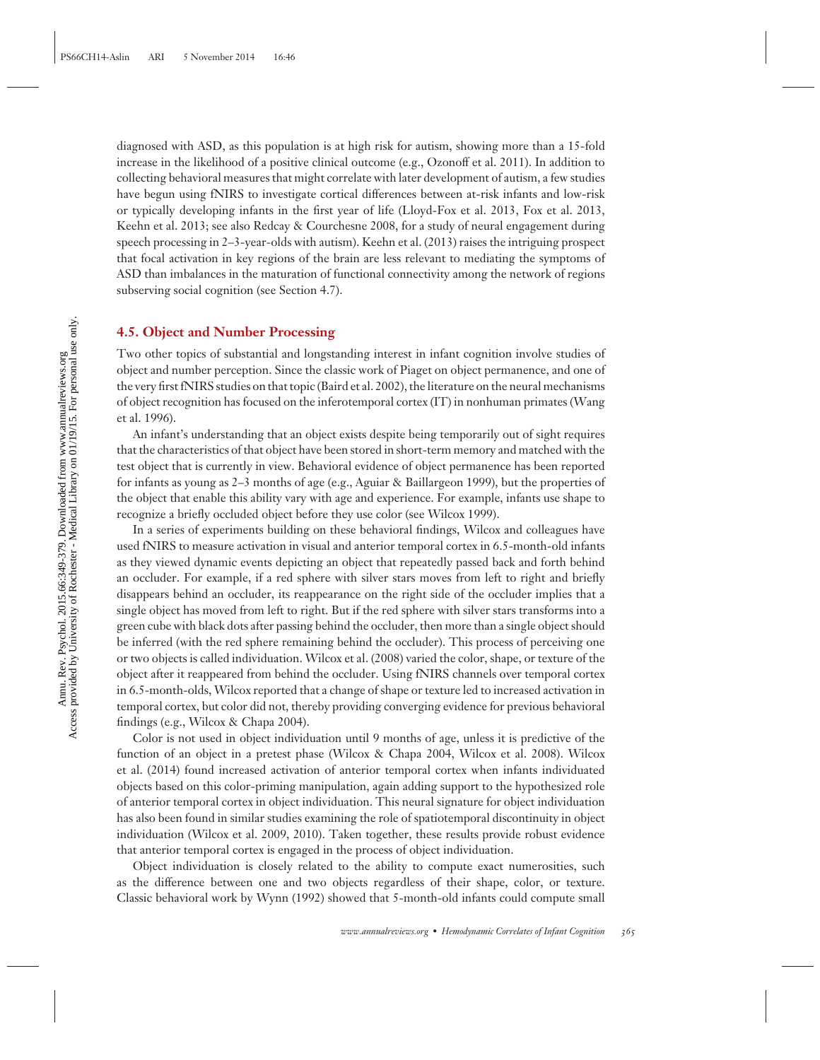diagnosed with ASD, as this population is at high risk for autism, showing more than a 15-fold increase in the likelihood of a positive clinical outcome (e.g., Ozonoff et al. 2011). In addition to collecting behavioral measures that might correlate with later development of autism, a few studies have begun using fNIRS to investigate cortical differences between at-risk infants and low-risk or typically developing infants in the first year of life (Lloyd-Fox et al. 2013, Fox et al. 2013, Keehn et al. 2013; see also Redcay & Courchesne 2008, for a study of neural engagement during speech processing in 2–3-year-olds with autism). Keehn et al. (2013) raises the intriguing prospect that focal activation in key regions of the brain are less relevant to mediating the symptoms of ASD than imbalances in the maturation of functional connectivity among the network of regions subserving social cognition (see Section 4.7).

### 4.5. Object and Number Processing

Two other topics of substantial and longstanding interest in infant cognition involve studies of object and number perception. Since the classic work of Piaget on object permanence, and one of the very first fNIRS studies on that topic (Baird et al. 2002), the literature on the neural mechanisms of object recognition has focused on the inferotemporal cortex (IT) in nonhuman primates (Wang et al. 1996).

An infant's understanding that an object exists despite being temporarily out of sight requires that the characteristics of that object have been stored in short-term memory and matched with the test object that is currently in view. Behavioral evidence of object permanence has been reported for infants as young as 2–3 months of age (e.g., Aguiar & Baillargeon 1999), but the properties of the object that enable this ability vary with age and experience. For example, infants use shape to recognize a briefly occluded object before they use color (see Wilcox 1999).

In a series of experiments building on these behavioral findings, Wilcox and colleagues have used fNIRS to measure activation in visual and anterior temporal cortex in 6.5-month-old infants as they viewed dynamic events depicting an object that repeatedly passed back and forth behind an occluder. For example, if a red sphere with silver stars moves from left to right and briefly disappears behind an occluder, its reappearance on the right side of the occluder implies that a single object has moved from left to right. But if the red sphere with silver stars transforms into a green cube with black dots after passing behind the occluder, then more than a single object should be inferred (with the red sphere remaining behind the occluder). This process of perceiving one or two objects is called individuation. Wilcox et al. (2008) varied the color, shape, or texture of the object after it reappeared from behind the occluder. Using fNIRS channels over temporal cortex in 6.5-month-olds, Wilcox reported that a change of shape or texture led to increased activation in temporal cortex, but color did not, thereby providing converging evidence for previous behavioral findings (e.g., Wilcox & Chapa 2004).

Color is not used in object individuation until 9 months of age, unless it is predictive of the function of an object in a pretest phase (Wilcox & Chapa 2004, Wilcox et al. 2008). Wilcox et al. (2014) found increased activation of anterior temporal cortex when infants individuated objects based on this color-priming manipulation, again adding support to the hypothesized role of anterior temporal cortex in object individuation. This neural signature for object individuation has also been found in similar studies examining the role of spatiotemporal discontinuity in object individuation (Wilcox et al. 2009, 2010). Taken together, these results provide robust evidence that anterior temporal cortex is engaged in the process of object individuation.

Object individuation is closely related to the ability to compute exact numerosities, such as the difference between one and two objects regardless of their shape, color, or texture. Classic behavioral work by Wynn (1992) showed that 5-month-old infants could compute small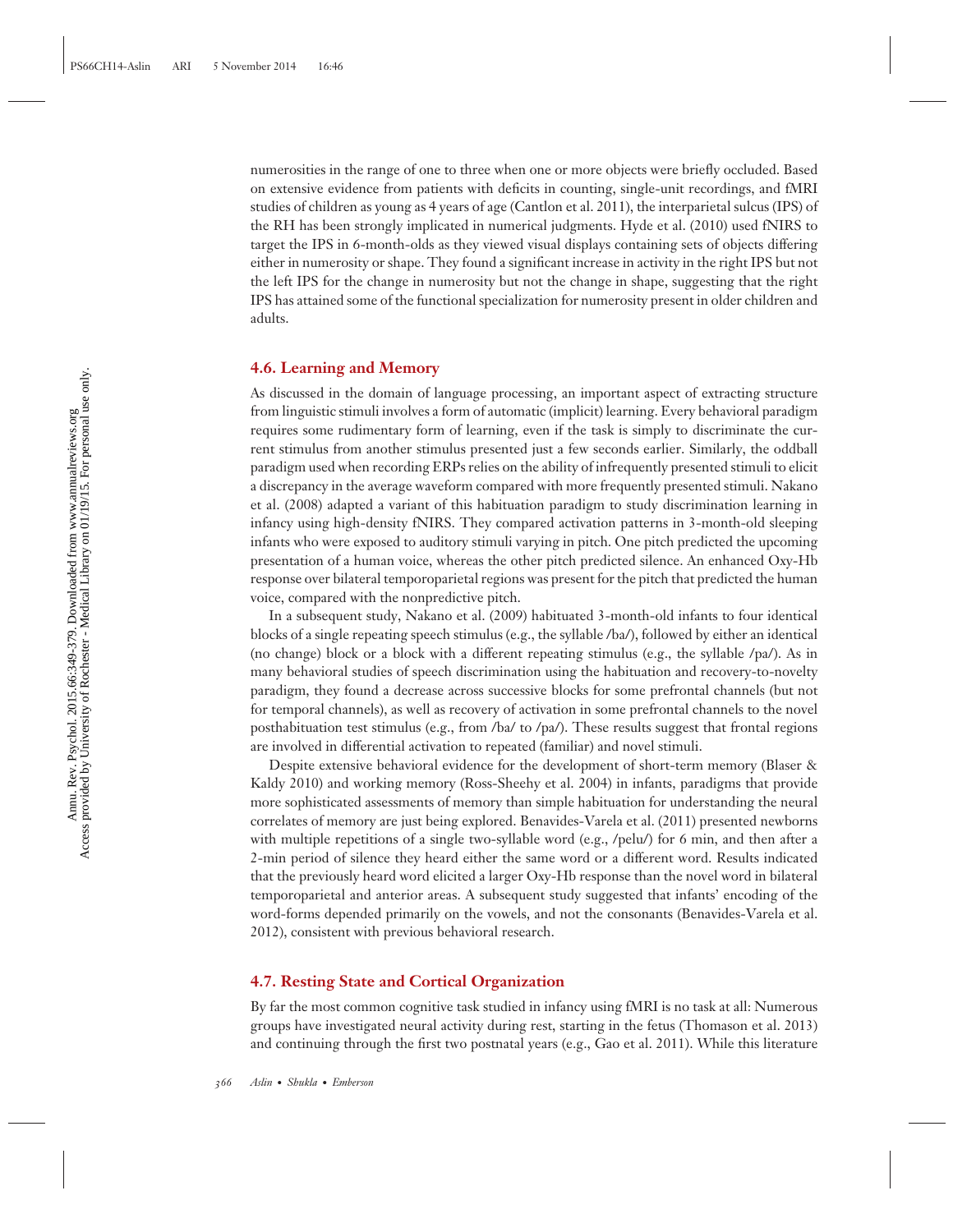numerosities in the range of one to three when one or more objects were briefly occluded. Based on extensive evidence from patients with deficits in counting, single-unit recordings, and fMRI studies of children as young as 4 years of age (Cantlon et al. 2011), the interparietal sulcus (IPS) of the RH has been strongly implicated in numerical judgments. Hyde et al. (2010) used fNIRS to target the IPS in 6-month-olds as they viewed visual displays containing sets of objects differing either in numerosity or shape. They found a significant increase in activity in the right IPS but not the left IPS for the change in numerosity but not the change in shape, suggesting that the right IPS has attained some of the functional specialization for numerosity present in older children and adults.

## 4.6. Learning and Memory

As discussed in the domain of language processing, an important aspect of extracting structure from linguistic stimuli involves a form of automatic (implicit) learning. Every behavioral paradigm requires some rudimentary form of learning, even if the task is simply to discriminate the current stimulus from another stimulus presented just a few seconds earlier. Similarly, the oddball paradigm used when recording ERPs relies on the ability of infrequently presented stimuli to elicit a discrepancy in the average waveform compared with more frequently presented stimuli. Nakano et al. (2008) adapted a variant of this habituation paradigm to study discrimination learning in infancy using high-density fNIRS. They compared activation patterns in 3-month-old sleeping infants who were exposed to auditory stimuli varying in pitch. One pitch predicted the upcoming presentation of a human voice, whereas the other pitch predicted silence. An enhanced Oxy-Hb response over bilateral temporoparietal regions was present for the pitch that predicted the human voice, compared with the nonpredictive pitch.

In a subsequent study, Nakano et al. (2009) habituated 3-month-old infants to four identical blocks of a single repeating speech stimulus (e.g., the syllable /ba/), followed by either an identical (no change) block or a block with a different repeating stimulus (e.g., the syllable /pa/). As in many behavioral studies of speech discrimination using the habituation and recovery-to-novelty paradigm, they found a decrease across successive blocks for some prefrontal channels (but not for temporal channels), as well as recovery of activation in some prefrontal channels to the novel posthabituation test stimulus (e.g., from /ba/ to /pa/). These results suggest that frontal regions are involved in differential activation to repeated (familiar) and novel stimuli.

Despite extensive behavioral evidence for the development of short-term memory (Blaser & Kaldy 2010) and working memory (Ross-Sheehy et al. 2004) in infants, paradigms that provide more sophisticated assessments of memory than simple habituation for understanding the neural correlates of memory are just being explored. Benavides-Varela et al. (2011) presented newborns with multiple repetitions of a single two-syllable word (e.g., /pelu/) for 6 min, and then after a 2-min period of silence they heard either the same word or a different word. Results indicated that the previously heard word elicited a larger Oxy-Hb response than the novel word in bilateral temporoparietal and anterior areas. A subsequent study suggested that infants' encoding of the word-forms depended primarily on the vowels, and not the consonants (Benavides-Varela et al. 2012), consistent with previous behavioral research.

## 4.7. Resting State and Cortical Organization

By far the most common cognitive task studied in infancy using fMRI is no task at all: Numerous groups have investigated neural activity during rest, starting in the fetus (Thomason et al. 2013) and continuing through the first two postnatal years (e.g., Gao et al. 2011). While this literature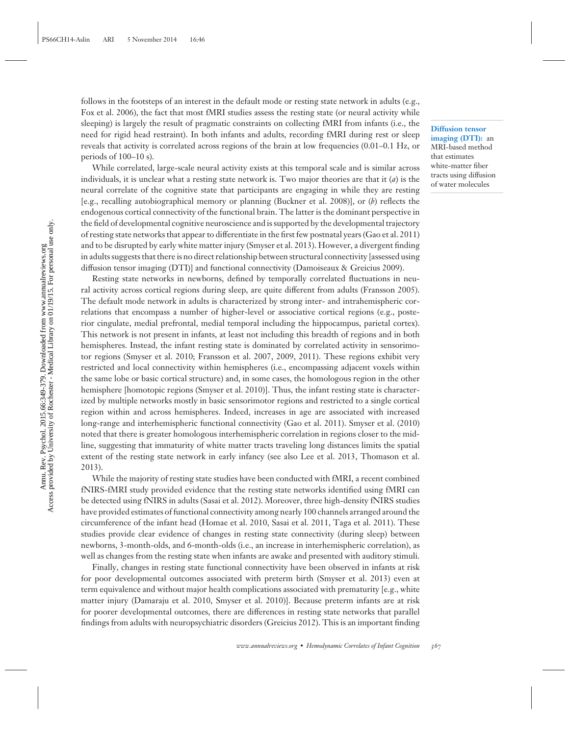follows in the footsteps of an interest in the default mode or resting state network in adults (e.g., Fox et al. 2006), the fact that most fMRI studies assess the resting state (or neural activity while sleeping) is largely the result of pragmatic constraints on collecting fMRI from infants (i.e., the need for rigid head restraint). In both infants and adults, recording fMRI during rest or sleep reveals that activity is correlated across regions of the brain at low frequencies (0.01–0.1 Hz, or periods of 100–10 s).

**Diffusion tensor imaging (DTI):** an MRI-based method that estimates white-matter fiber tracts using diffusion of water molecules

While correlated, large-scale neural activity exists at this temporal scale and is similar across individuals, it is unclear what a resting state network is. Two major theories are that it (*a*) is the neural correlate of the cognitive state that participants are engaging in while they are resting [e.g., recalling autobiographical memory or planning (Buckner et al. 2008)], or (*b*) reflects the endogenous cortical connectivity of the functional brain. The latter is the dominant perspective in the field of developmental cognitive neuroscience and is supported by the developmental trajectory of resting state networks that appear to differentiate in the first few postnatal years (Gao et al. 2011) and to be disrupted by early white matter injury (Smyser et al. 2013). However, a divergent finding in adults suggests that there is no direct relationship between structural connectivity [assessed using diffusion tensor imaging (DTI)] and functional connectivity (Damoiseaux & Greicius 2009).

Resting state networks in newborns, defined by temporally correlated fluctuations in neural activity across cortical regions during sleep, are quite different from adults (Fransson 2005). The default mode network in adults is characterized by strong inter- and intrahemispheric correlations that encompass a number of higher-level or associative cortical regions (e.g., posterior cingulate, medial prefrontal, medial temporal including the hippocampus, parietal cortex). This network is not present in infants, at least not including this breadth of regions and in both hemispheres. Instead, the infant resting state is dominated by correlated activity in sensorimotor regions (Smyser et al. 2010; Fransson et al. 2007, 2009, 2011). These regions exhibit very restricted and local connectivity within hemispheres (i.e., encompassing adjacent voxels within the same lobe or basic cortical structure) and, in some cases, the homologous region in the other hemisphere [homotopic regions (Smyser et al. 2010)]. Thus, the infant resting state is characterized by multiple networks mostly in basic sensorimotor regions and restricted to a single cortical region within and across hemispheres. Indeed, increases in age are associated with increased long-range and interhemispheric functional connectivity (Gao et al. 2011). Smyser et al. (2010) noted that there is greater homologous interhemispheric correlation in regions closer to the midline, suggesting that immaturity of white matter tracts traveling long distances limits the spatial extent of the resting state network in early infancy (see also Lee et al. 2013, Thomason et al. 2013).

While the majority of resting state studies have been conducted with fMRI, a recent combined fNIRS-fMRI study provided evidence that the resting state networks identified using fMRI can be detected using fNIRS in adults (Sasai et al. 2012). Moreover, three high-density fNIRS studies have provided estimates of functional connectivity among nearly 100 channels arranged around the circumference of the infant head (Homae et al. 2010, Sasai et al. 2011, Taga et al. 2011). These studies provide clear evidence of changes in resting state connectivity (during sleep) between newborns, 3-month-olds, and 6-month-olds (i.e., an increase in interhemispheric correlation), as well as changes from the resting state when infants are awake and presented with auditory stimuli.

Finally, changes in resting state functional connectivity have been observed in infants at risk for poor developmental outcomes associated with preterm birth (Smyser et al. 2013) even at term equivalence and without major health complications associated with prematurity [e.g., white matter injury (Damaraju et al. 2010, Smyser et al. 2010)]. Because preterm infants are at risk for poorer developmental outcomes, there are differences in resting state networks that parallel findings from adults with neuropsychiatric disorders (Greicius 2012). This is an important finding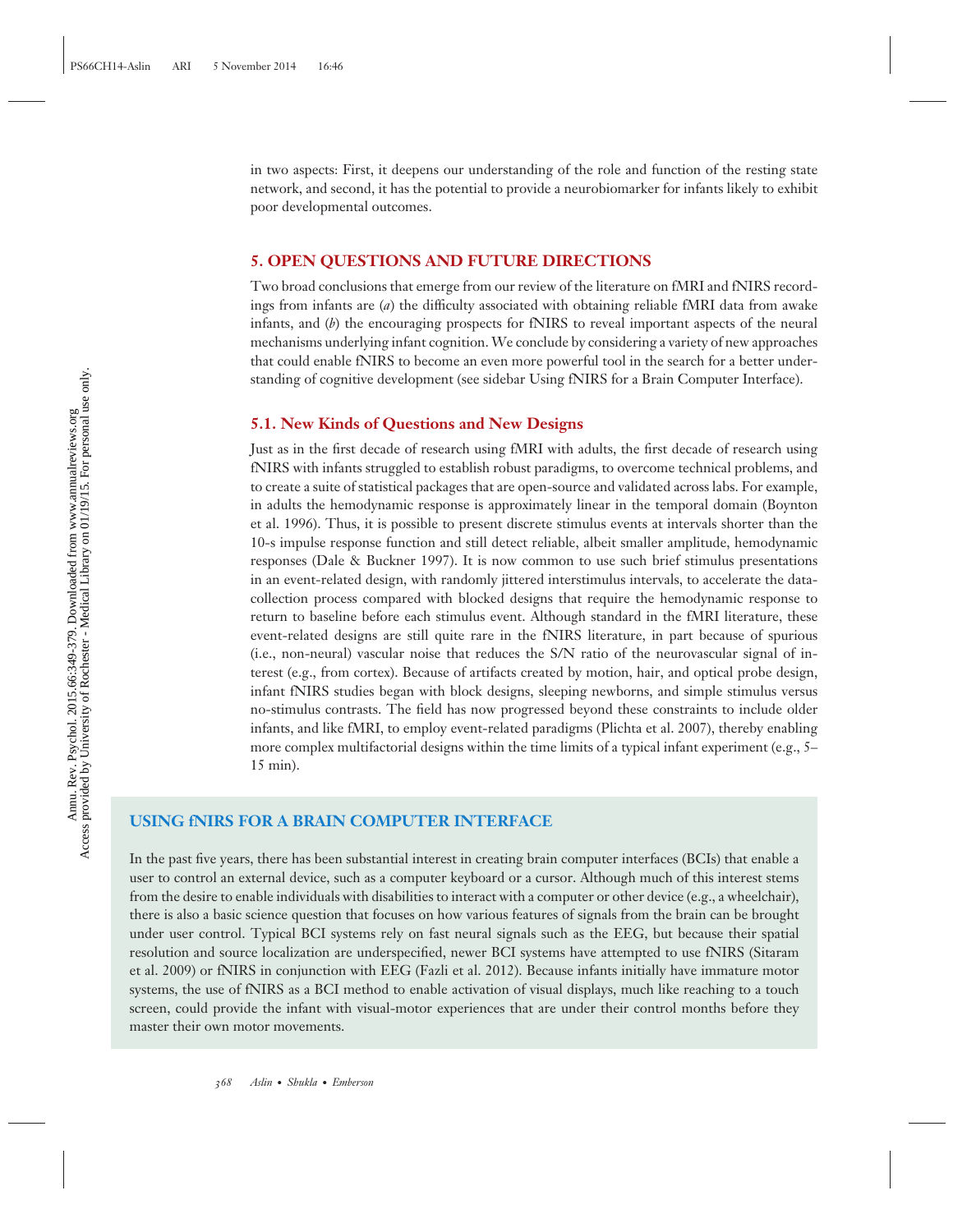in two aspects: First, it deepens our understanding of the role and function of the resting state network, and second, it has the potential to provide a neurobiomarker for infants likely to exhibit poor developmental outcomes.

## 5. OPEN QUESTIONS AND FUTURE DIRECTIONS

Two broad conclusions that emerge from our review of the literature on fMRI and fNIRS recordings from infants are (*a*) the difficulty associated with obtaining reliable fMRI data from awake infants, and (*b*) the encouraging prospects for fNIRS to reveal important aspects of the neural mechanisms underlying infant cognition. We conclude by considering a variety of new approaches that could enable fNIRS to become an even more powerful tool in the search for a better understanding of cognitive development (see sidebar Using fNIRS for a Brain Computer Interface).

### 5.1. New Kinds of Questions and New Designs

Just as in the first decade of research using fMRI with adults, the first decade of research using fNIRS with infants struggled to establish robust paradigms, to overcome technical problems, and to create a suite of statistical packages that are open-source and validated across labs. For example, in adults the hemodynamic response is approximately linear in the temporal domain (Boynton et al. 1996). Thus, it is possible to present discrete stimulus events at intervals shorter than the 10-s impulse response function and still detect reliable, albeit smaller amplitude, hemodynamic responses (Dale & Buckner 1997). It is now common to use such brief stimulus presentations in an event-related design, with randomly jittered interstimulus intervals, to accelerate the data-collection process compared with blocked designs that require the hemodynamic response to return to baseline before each stimulus event. Although standard in the fMRI literature, these event-related designs are still quite rare in the fNIRS literature, in part because of spurious (i.e., non-neural) vascular noise that reduces the S/N ratio of the neurovascular signal of interest (e.g., from cortex). Because of artifacts created by motion, hair, and optical probe design, infant fNIRS studies began with block designs, sleeping newborns, and simple stimulus versus no-stimulus contrasts. The field has now progressed beyond these constraints to include older infants, and like fMRI, to employ event-related paradigms (Plichta et al. 2007), thereby enabling more complex multifactorial designs within the time limits of a typical infant experiment (e.g., 5–15 min).

### USING fNIRS FOR A BRAIN COMPUTER INTERFACE

In the past five years, there has been substantial interest in creating brain computer interfaces (BCIs) that enable a user to control an external device, such as a computer keyboard or a cursor. Although much of this interest stems from the desire to enable individuals with disabilities to interact with a computer or other device (e.g., a wheelchair), there is also a basic science question that focuses on how various features of signals from the brain can be brought under user control. Typical BCI systems rely on fast neural signals such as the EEG, but because their spatial resolution and source localization are underspecified, newer BCI systems have attempted to use fNIRS (Sitaram et al. 2009) or fNIRS in conjunction with EEG (Fazli et al. 2012). Because infants initially have immature motor systems, the use of fNIRS as a BCI method to enable activation of visual displays, much like reaching to a touch screen, could provide the infant with visual-motor experiences that are under their control months before they master their own motor movements.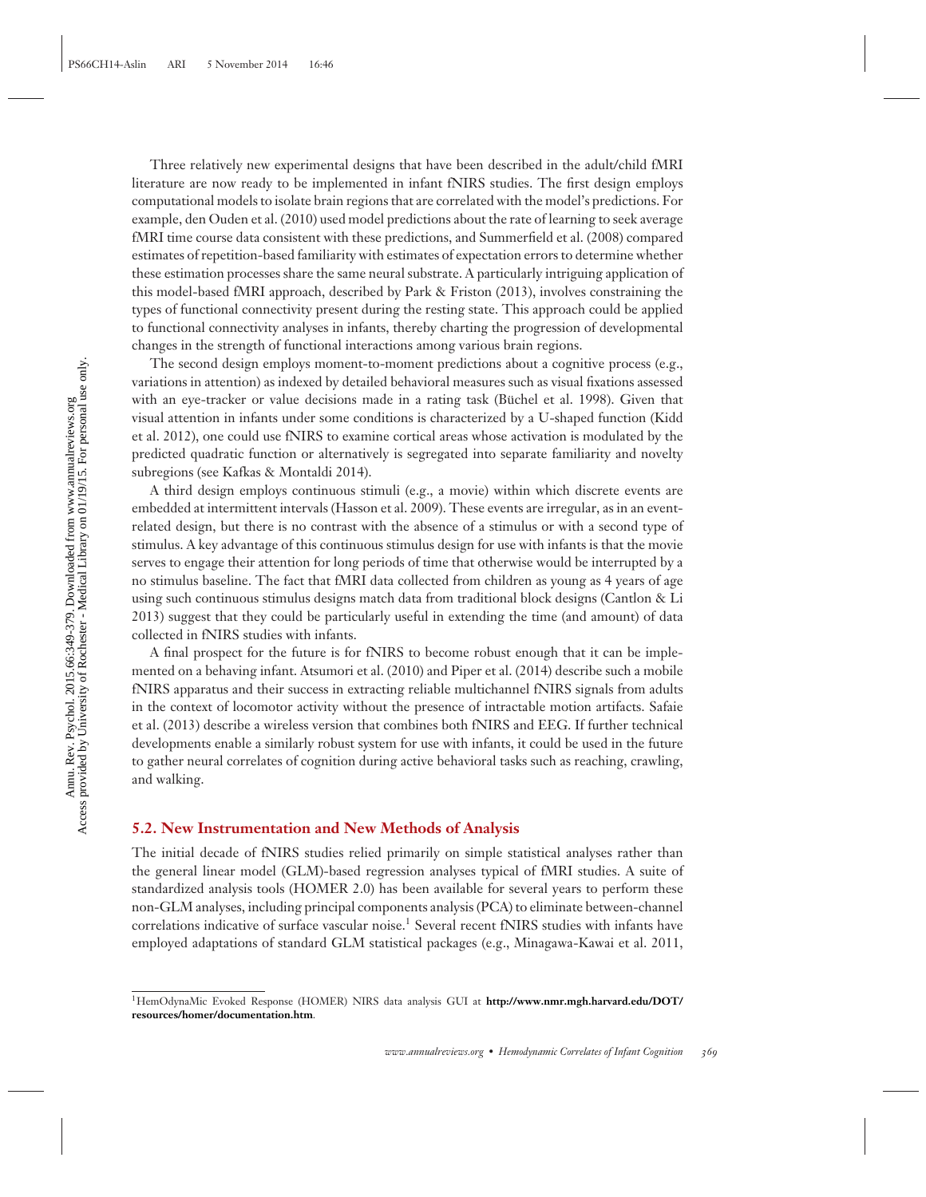Three relatively new experimental designs that have been described in the adult/child fMRI literature are now ready to be implemented in infant fNIRS studies. The first design employs computational models to isolate brain regions that are correlated with the model's predictions. For example, den Ouden et al. (2010) used model predictions about the rate of learning to seek average fMRI time course data consistent with these predictions, and Summerfield et al. (2008) compared estimates of repetition-based familiarity with estimates of expectation errors to determine whether these estimation processes share the same neural substrate. A particularly intriguing application of this model-based fMRI approach, described by Park & Friston (2013), involves constraining the types of functional connectivity present during the resting state. This approach could be applied to functional connectivity analyses in infants, thereby charting the progression of developmental changes in the strength of functional interactions among various brain regions.

The second design employs moment-to-moment predictions about a cognitive process (e.g., variations in attention) as indexed by detailed behavioral measures such as visual fixations assessed with an eye-tracker or value decisions made in a rating task (Büchel et al. 1998). Given that visual attention in infants under some conditions is characterized by a U-shaped function (Kidd et al. 2012), one could use fNIRS to examine cortical areas whose activation is modulated by the predicted quadratic function or alternatively is segregated into separate familiarity and novelty subregions (see Kafkas & Montaldi 2014).

A third design employs continuous stimuli (e.g., a movie) within which discrete events are embedded at intermittent intervals (Hasson et al. 2009). These events are irregular, as in an event-related design, but there is no contrast with the absence of a stimulus or with a second type of stimulus. A key advantage of this continuous stimulus design for use with infants is that the movie serves to engage their attention for long periods of time that otherwise would be interrupted by a no stimulus baseline. The fact that fMRI data collected from children as young as 4 years of age using such continuous stimulus designs match data from traditional block designs (Cantlon & Li 2013) suggest that they could be particularly useful in extending the time (and amount) of data collected in fNIRS studies with infants.

A final prospect for the future is for fNIRS to become robust enough that it can be implemented on a behaving infant. Atsumori et al. (2010) and Piper et al. (2014) describe such a mobile fNIRS apparatus and their success in extracting reliable multichannel fNIRS signals from adults in the context of locomotor activity without the presence of intractable motion artifacts. Safaie et al. (2013) describe a wireless version that combines both fNIRS and EEG. If further technical developments enable a similarly robust system for use with infants, it could be used in the future to gather neural correlates of cognition during active behavioral tasks such as reaching, crawling, and walking.

## 5.2. New Instrumentation and New Methods of Analysis

The initial decade of fNIRS studies relied primarily on simple statistical analyses rather than the general linear model (GLM)-based regression analyses typical of fMRI studies. A suite of standardized analysis tools (HOMER 2.0) has been available for several years to perform these non-GLM analyses, including principal components analysis (PCA) to eliminate between-channel correlations indicative of surface vascular noise.[1] Several recent fNIRS studies with infants have employed adaptations of standard GLM statistical packages (e.g., Minagawa-Kawai et al. 2011,

[1]HemOdynaMic Evoked Response (HOMER) NIRS data analysis GUI at **http://www.nmr.mgh.harvard.edu/DOT/resources/homer/documentation.htm**.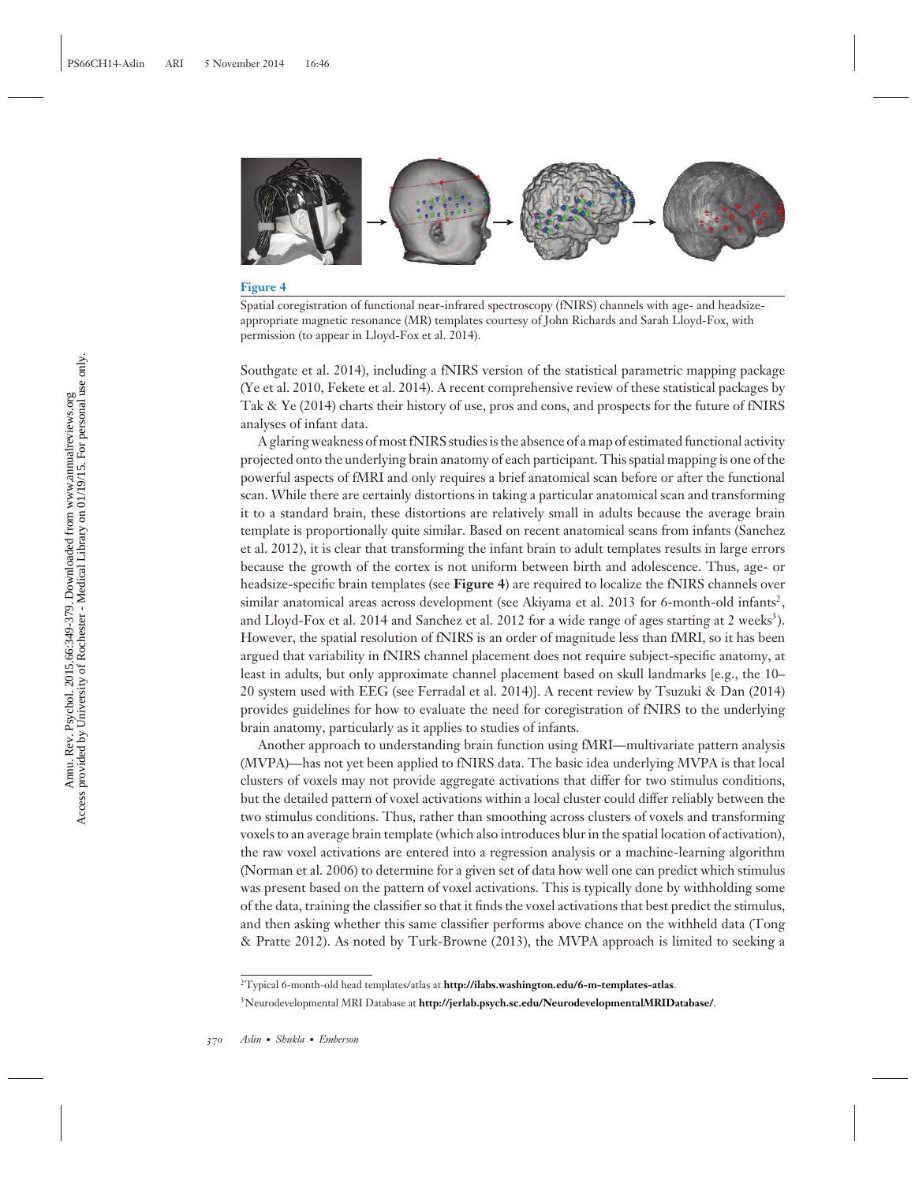**Figure 4**

Spatial coregistration of functional near-infrared spectroscopy (fNIRS) channels with age- and headsize-appropriate magnetic resonance (MR) templates courtesy of John Richards and Sarah Lloyd-Fox, with permission (to appear in Lloyd-Fox et al. 2014).

Southgate et al. 2014), including a fNIRS version of the statistical parametric mapping package (Ye et al. 2010, Fekete et al. 2014). A recent comprehensive review of these statistical packages by Tak & Ye (2014) charts their history of use, pros and cons, and prospects for the future of fNIRS analyses of infant data.

A glaring weakness of most fNIRS studies is the absence of a map of estimated functional activity projected onto the underlying brain anatomy of each participant. This spatial mapping is one of the powerful aspects of fMRI and only requires a brief anatomical scan before or after the functional scan. While there are certainly distortions in taking a particular anatomical scan and transforming it to a standard brain, these distortions are relatively small in adults because the average brain template is proportionally quite similar. Based on recent anatomical scans from infants (Sanchez et al. 2012), it is clear that transforming the infant brain to adult templates results in large errors because the growth of the cortex is not uniform between birth and adolescence. Thus, age- or headsize-specific brain templates (see **Figure 4**) are required to localize the fNIRS channels over similar anatomical areas across development (see Akiyama et al. 2013 for 6-month-old infants[2], and Lloyd-Fox et al. 2014 and Sanchez et al. 2012 for a wide range of ages starting at 2 weeks[3]). However, the spatial resolution of fNIRS is an order of magnitude less than fMRI, so it has been argued that variability in fNIRS channel placement does not require subject-specific anatomy, at least in adults, but only approximate channel placement based on skull landmarks [e.g., the 10–20 system used with EEG (see Ferradal et al. 2014)]. A recent review by Tsuzuki & Dan (2014) provides guidelines for how to evaluate the need for coregistration of fNIRS to the underlying brain anatomy, particularly as it applies to studies of infants.

Another approach to understanding brain function using fMRI—multivariate pattern analysis (MVPA)—has not yet been applied to fNIRS data. The basic idea underlying MVPA is that local clusters of voxels may not provide aggregate activations that differ for two stimulus conditions, but the detailed pattern of voxel activations within a local cluster could differ reliably between the two stimulus conditions. Thus, rather than smoothing across clusters of voxels and transforming voxels to an average brain template (which also introduces blur in the spatial location of activation), the raw voxel activations are entered into a regression analysis or a machine-learning algorithm (Norman et al. 2006) to determine for a given set of data how well one can predict which stimulus was present based on the pattern of voxel activations. This is typically done by withholding some of the data, training the classifier so that it finds the voxel activations that best predict the stimulus, and then asking whether this same classifier performs above chance on the withheld data (Tong & Pratte 2012). As noted by Turk-Browne (2013), the MVPA approach is limited to seeking a

[2]Typical 6-month-old head templates/atlas at **http://ilabs.washington.edu/6-m-templates-atlas**.

[3]Neurodevelopmental MRI Database at **http://jerlab.psych.sc.edu/NeurodevelopmentalMRIDatabase/**.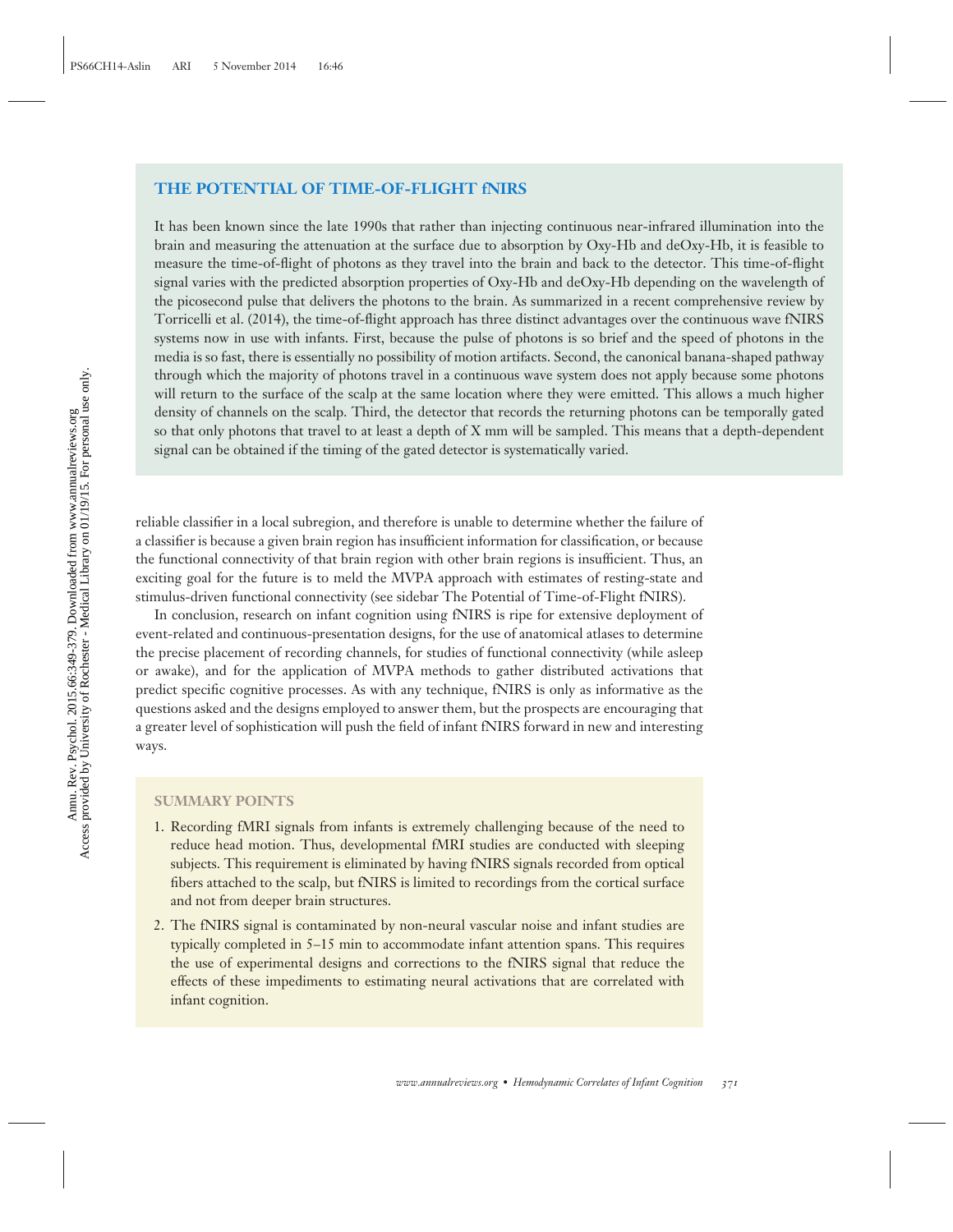## THE POTENTIAL OF TIME-OF-FLIGHT fNIRS

It has been known since the late 1990s that rather than injecting continuous near-infrared illumination into the brain and measuring the attenuation at the surface due to absorption by Oxy-Hb and deOxy-Hb, it is feasible to measure the time-of-flight of photons as they travel into the brain and back to the detector. This time-of-flight signal varies with the predicted absorption properties of Oxy-Hb and deOxy-Hb depending on the wavelength of the picosecond pulse that delivers the photons to the brain. As summarized in a recent comprehensive review by Torricelli et al. (2014), the time-of-flight approach has three distinct advantages over the continuous wave fNIRS systems now in use with infants. First, because the pulse of photons is so brief and the speed of photons in the media is so fast, there is essentially no possibility of motion artifacts. Second, the canonical banana-shaped pathway through which the majority of photons travel in a continuous wave system does not apply because some photons will return to the surface of the scalp at the same location where they were emitted. This allows a much higher density of channels on the scalp. Third, the detector that records the returning photons can be temporally gated so that only photons that travel to at least a depth of X mm will be sampled. This means that a depth-dependent signal can be obtained if the timing of the gated detector is systematically varied.

reliable classifier in a local subregion, and therefore is unable to determine whether the failure of a classifier is because a given brain region has insufficient information for classification, or because the functional connectivity of that brain region with other brain regions is insufficient. Thus, an exciting goal for the future is to meld the MVPA approach with estimates of resting-state and stimulus-driven functional connectivity (see sidebar The Potential of Time-of-Flight fNIRS).

In conclusion, research on infant cognition using fNIRS is ripe for extensive deployment of event-related and continuous-presentation designs, for the use of anatomical atlases to determine the precise placement of recording channels, for studies of functional connectivity (while asleep or awake), and for the application of MVPA methods to gather distributed activations that predict specific cognitive processes. As with any technique, fNIRS is only as informative as the questions asked and the designs employed to answer them, but the prospects are encouraging that a greater level of sophistication will push the field of infant fNIRS forward in new and interesting ways.

## SUMMARY POINTS

1. Recording fMRI signals from infants is extremely challenging because of the need to reduce head motion. Thus, developmental fMRI studies are conducted with sleeping subjects. This requirement is eliminated by having fNIRS signals recorded from optical fibers attached to the scalp, but fNIRS is limited to recordings from the cortical surface and not from deeper brain structures.
2. The fNIRS signal is contaminated by non-neural vascular noise and infant studies are typically completed in 5–15 min to accommodate infant attention spans. This requires the use of experimental designs and corrections to the fNIRS signal that reduce the effects of these impediments to estimating neural activations that are correlated with infant cognition.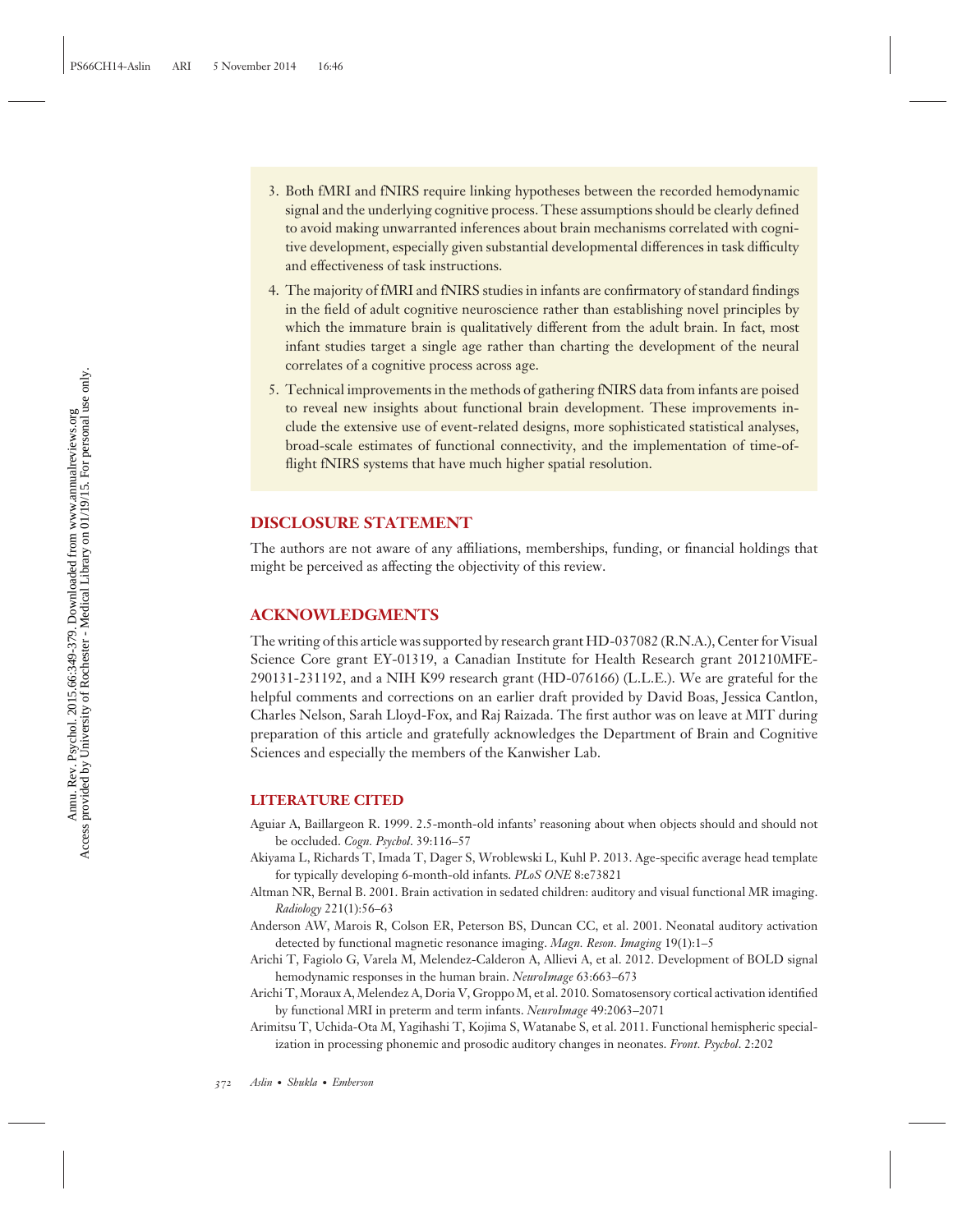3. Both fMRI and fNIRS require linking hypotheses between the recorded hemodynamic signal and the underlying cognitive process. These assumptions should be clearly defined to avoid making unwarranted inferences about brain mechanisms correlated with cognitive development, especially given substantial developmental differences in task difficulty and effectiveness of task instructions.
4. The majority of fMRI and fNIRS studies in infants are confirmatory of standard findings in the field of adult cognitive neuroscience rather than establishing novel principles by which the immature brain is qualitatively different from the adult brain. In fact, most infant studies target a single age rather than charting the development of the neural correlates of a cognitive process across age.
5. Technical improvements in the methods of gathering fNIRS data from infants are poised to reveal new insights about functional brain development. These improvements include the extensive use of event-related designs, more sophisticated statistical analyses, broad-scale estimates of functional connectivity, and the implementation of time-of-flight fNIRS systems that have much higher spatial resolution.

## DISCLOSURE STATEMENT

The authors are not aware of any affiliations, memberships, funding, or financial holdings that might be perceived as affecting the objectivity of this review.

## ACKNOWLEDGMENTS

The writing of this article was supported by research grant HD-037082 (R.N.A.), Center for Visual Science Core grant EY-01319, a Canadian Institute for Health Research grant 201210MFE-290131-231192, and a NIH K99 research grant (HD-076166) (L.L.E.). We are grateful for the helpful comments and corrections on an earlier draft provided by David Boas, Jessica Cantlon, Charles Nelson, Sarah Lloyd-Fox, and Raj Raizada. The first author was on leave at MIT during preparation of this article and gratefully acknowledges the Department of Brain and Cognitive Sciences and especially the members of the Kanwisher Lab.

## LITERATURE CITED

Aguiar A, Baillargeon R. 1999. 2.5-month-old infants' reasoning about when objects should and should not be occluded. *Cogn. Psychol.* 39:116–57

Akiyama L, Richards T, Imada T, Dager S, Wroblewski L, Kuhl P. 2013. Age-specific average head template for typically developing 6-month-old infants. *PLoS ONE* 8:e73821

Altman NR, Bernal B. 2001. Brain activation in sedated children: auditory and visual functional MR imaging. *Radiology* 221(1):56–63

Anderson AW, Marois R, Colson ER, Peterson BS, Duncan CC, et al. 2001. Neonatal auditory activation detected by functional magnetic resonance imaging. *Magn. Reson. Imaging* 19(1):1–5

Arichi T, Fagiolo G, Varela M, Melendez-Calderon A, Allievi A, et al. 2012. Development of BOLD signal hemodynamic responses in the human brain. *NeuroImage* 63:663–673

Arichi T, Moraux A, Melendez A, Doria V, Groppo M, et al. 2010. Somatosensory cortical activation identified by functional MRI in preterm and term infants. *NeuroImage* 49:2063–2071

Arimitsu T, Uchida-Ota M, Yagihashi T, Kojima S, Watanabe S, et al. 2011. Functional hemispheric specialization in processing phonemic and prosodic auditory changes in neonates. *Front. Psychol.* 2:202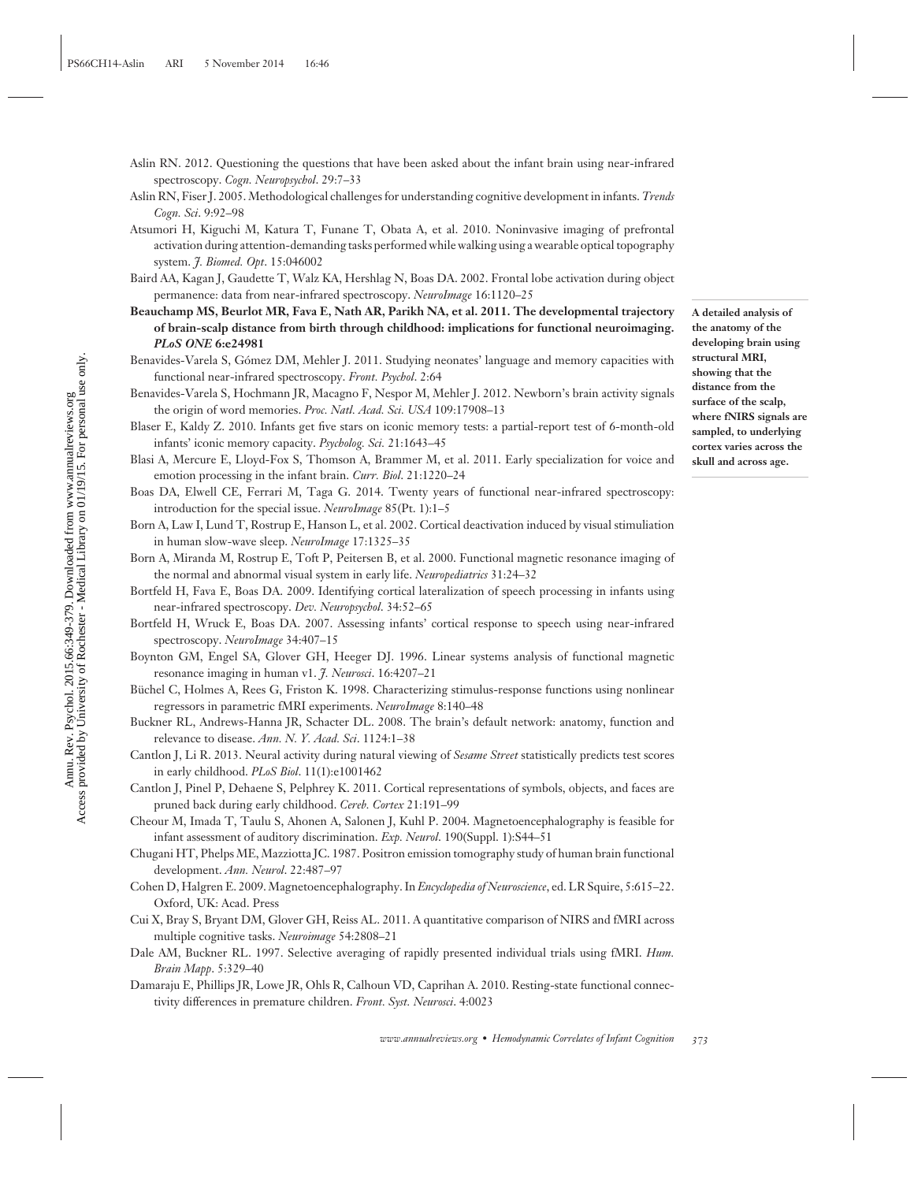Aslin RN. 2012. Questioning the questions that have been asked about the infant brain using near-infrared spectroscopy. *Cogn. Neuropsychol*. 29:7–33

Aslin RN, Fiser J. 2005. Methodological challenges for understanding cognitive development in infants. *Trends Cogn. Sci*. 9:92–98

Atsumori H, Kiguchi M, Katura T, Funane T, Obata A, et al. 2010. Noninvasive imaging of prefrontal activation during attention-demanding tasks performed while walking using a wearable optical topography system. *J. Biomed. Opt*. 15:046002

Baird AA, Kagan J, Gaudette T, Walz KA, Hershlag N, Boas DA. 2002. Frontal lobe activation during object permanence: data from near-infrared spectroscopy. *NeuroImage* 16:1120–25

**Beauchamp MS, Beurlot MR, Fava E, Nath AR, Parikh NA, et al. 2011. The developmental trajectory of brain-scalp distance from birth through childhood: implications for functional neuroimaging. *PLoS ONE* 6:e24981**

**A detailed analysis of the anatomy of the developing brain using structural MRI, showing that the distance from the surface of the scalp, where fNIRS signals are sampled, to underlying cortex varies across the skull and across age.**

Benavides-Varela S, Gómez DM, Mehler J. 2011. Studying neonates' language and memory capacities with functional near-infrared spectroscopy. *Front. Psychol*. 2:64

Benavides-Varela S, Hochmann JR, Macagno F, Nespor M, Mehler J. 2012. Newborn's brain activity signals the origin of word memories. *Proc. Natl. Acad. Sci. USA* 109:17908–13

Blaser E, Kaldy Z. 2010. Infants get five stars on iconic memory tests: a partial-report test of 6-month-old infants' iconic memory capacity. *Psycholog. Sci.* 21:1643–45

Blasi A, Mercure E, Lloyd-Fox S, Thomson A, Brammer M, et al. 2011. Early specialization for voice and emotion processing in the infant brain. *Curr. Biol*. 21:1220–24

Boas DA, Elwell CE, Ferrari M, Taga G. 2014. Twenty years of functional near-infrared spectroscopy: introduction for the special issue. *NeuroImage* 85(Pt. 1):1–5

Born A, Law I, Lund T, Rostrup E, Hanson L, et al. 2002. Cortical deactivation induced by visual stimuliation in human slow-wave sleep. *NeuroImage* 17:1325–35

Born A, Miranda M, Rostrup E, Toft P, Peitersen B, et al. 2000. Functional magnetic resonance imaging of the normal and abnormal visual system in early life. *Neuropediatrics* 31:24–32

Bortfeld H, Fava E, Boas DA. 2009. Identifying cortical lateralization of speech processing in infants using near-infrared spectroscopy. *Dev. Neuropsychol*. 34:52–65

Bortfeld H, Wruck E, Boas DA. 2007. Assessing infants' cortical response to speech using near-infrared spectroscopy. *NeuroImage* 34:407–15

Boynton GM, Engel SA, Glover GH, Heeger DJ. 1996. Linear systems analysis of functional magnetic resonance imaging in human v1. *J. Neurosci*. 16:4207–21

Büchel C, Holmes A, Rees G, Friston K. 1998. Characterizing stimulus-response functions using nonlinear regressors in parametric fMRI experiments. *NeuroImage* 8:140–48

Buckner RL, Andrews-Hanna JR, Schacter DL. 2008. The brain's default network: anatomy, function and relevance to disease. *Ann. N. Y. Acad. Sci*. 1124:1–38

Cantlon J, Li R. 2013. Neural activity during natural viewing of *Sesame Street* statistically predicts test scores in early childhood. *PLoS Biol*. 11(1):e1001462

Cantlon J, Pinel P, Dehaene S, Pelphrey K. 2011. Cortical representations of symbols, objects, and faces are pruned back during early childhood. *Cereb. Cortex* 21:191–99

Cheour M, Imada T, Taulu S, Ahonen A, Salonen J, Kuhl P. 2004. Magnetoencephalography is feasible for infant assessment of auditory discrimination. *Exp. Neurol*. 190(Suppl. 1):S44–51

Chugani HT, Phelps ME, Mazziotta JC. 1987. Positron emission tomography study of human brain functional development. *Ann. Neurol*. 22:487–97

Cohen D, Halgren E. 2009. Magnetoencephalography. In *Encyclopedia of Neuroscience*, ed. LR Squire, 5:615–22. Oxford, UK: Acad. Press

Cui X, Bray S, Bryant DM, Glover GH, Reiss AL. 2011. A quantitative comparison of NIRS and fMRI across multiple cognitive tasks. *Neuroimage* 54:2808–21

Dale AM, Buckner RL. 1997. Selective averaging of rapidly presented individual trials using fMRI. *Hum. Brain Mapp*. 5:329–40

Damaraju E, Phillips JR, Lowe JR, Ohls R, Calhoun VD, Caprihan A. 2010. Resting-state functional connectivity differences in premature children. *Front. Syst. Neurosci*. 4:0023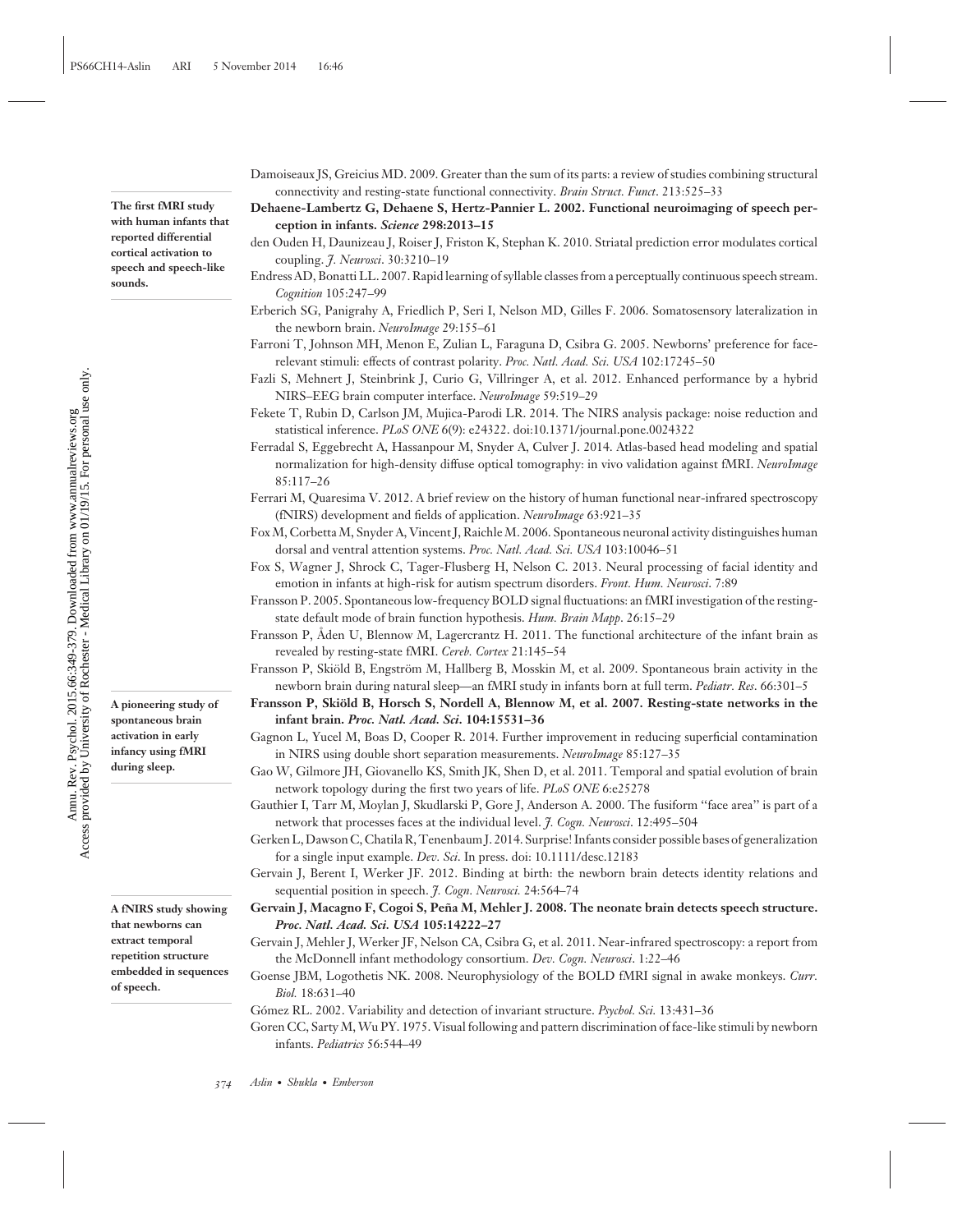Damoiseaux JS, Greicius MD. 2009. Greater than the sum of its parts: a review of studies combining structural connectivity and resting-state functional connectivity. *Brain Struct. Funct.* 213:525–33

**Dehaene-Lambertz G, Dehaene S, Hertz-Pannier L. 2002. Functional neuroimaging of speech perception in infants. *Science* 298:2013–15**

The first fMRI study with human infants that reported differential cortical activation to speech and speech-like sounds.

den Ouden H, Daunizeau J, Roiser J, Friston K, Stephan K. 2010. Striatal prediction error modulates cortical coupling. *J. Neurosci.* 30:3210–19

Endress AD, Bonatti LL. 2007. Rapid learning of syllable classes from a perceptually continuous speech stream. *Cognition* 105:247–99

Erberich SG, Panigrahy A, Friedlich P, Seri I, Nelson MD, Gilles F. 2006. Somatosensory lateralization in the newborn brain. *NeuroImage* 29:155–61

Farroni T, Johnson MH, Menon E, Zulian L, Faraguna D, Csibra G. 2005. Newborns' preference for face-relevant stimuli: effects of contrast polarity. *Proc. Natl. Acad. Sci. USA* 102:17245–50

Fazli S, Mehnert J, Steinbrink J, Curio G, Villringer A, et al. 2012. Enhanced performance by a hybrid NIRS–EEG brain computer interface. *NeuroImage* 59:519–29

Fekete T, Rubin D, Carlson JM, Mujica-Parodi LR. 2014. The NIRS analysis package: noise reduction and statistical inference. *PLoS ONE* 6(9): e24322. doi:10.1371/journal.pone.0024322

Ferradal S, Eggebrecht A, Hassanpour M, Snyder A, Culver J. 2014. Atlas-based head modeling and spatial normalization for high-density diffuse optical tomography: in vivo validation against fMRI. *NeuroImage* 85:117–26

Ferrari M, Quaresima V. 2012. A brief review on the history of human functional near-infrared spectroscopy (fNIRS) development and fields of application. *NeuroImage* 63:921–35

Fox M, Corbetta M, Snyder A, Vincent J, Raichle M. 2006. Spontaneous neuronal activity distinguishes human dorsal and ventral attention systems. *Proc. Natl. Acad. Sci. USA* 103:10046–51

Fox S, Wagner J, Shrock C, Tager-Flusberg H, Nelson C. 2013. Neural processing of facial identity and emotion in infants at high-risk for autism spectrum disorders. *Front. Hum. Neurosci.* 7:89

Fransson P. 2005. Spontaneous low-frequency BOLD signal fluctuations: an fMRI investigation of the resting-state default mode of brain function hypothesis. *Hum. Brain Mapp.* 26:15–29

Fransson P, Åden U, Blennow M, Lagercrantz H. 2011. The functional architecture of the infant brain as revealed by resting-state fMRI. *Cereb. Cortex* 21:145–54

Fransson P, Skiöld B, Engström M, Hallberg B, Mosskin M, et al. 2009. Spontaneous brain activity in the newborn brain during natural sleep—an fMRI study in infants born at full term. *Pediatr. Res.* 66:301–5

**Fransson P, Skiöld B, Horsch S, Nordell A, Blennow M, et al. 2007. Resting-state networks in the infant brain. *Proc. Natl. Acad. Sci.* 104:15531–36**

A pioneering study of spontaneous brain activation in early infancy using fMRI during sleep.

Gagnon L, Yucel M, Boas D, Cooper R. 2014. Further improvement in reducing superficial contamination in NIRS using double short separation measurements. *NeuroImage* 85:127–35

Gao W, Gilmore JH, Giovanello KS, Smith JK, Shen D, et al. 2011. Temporal and spatial evolution of brain network topology during the first two years of life. *PLoS ONE* 6:e25278

Gauthier I, Tarr M, Moylan J, Skudlarski P, Gore J, Anderson A. 2000. The fusiform "face area" is part of a network that processes faces at the individual level. *J. Cogn. Neurosci.* 12:495–504

Gerken L, Dawson C, Chatila R, Tenenbaum J. 2014. Surprise! Infants consider possible bases of generalization for a single input example. *Dev. Sci.* In press. doi: 10.1111/desc.12183

Gervain J, Berent I, Werker JF. 2012. Binding at birth: the newborn brain detects identity relations and sequential position in speech. *J. Cogn. Neurosci.* 24:564–74

**Gervain J, Macagno F, Cogoi S, Peña M, Mehler J. 2008. The neonate brain detects speech structure. *Proc. Natl. Acad. Sci. USA* 105:14222–27**

A fNIRS study showing that newborns can extract temporal repetition structure embedded in sequences of speech.

Gervain J, Mehler J, Werker JF, Nelson CA, Csibra G, et al. 2011. Near-infrared spectroscopy: a report from the McDonnell infant methodology consortium. *Dev. Cogn. Neurosci.* 1:22–46

Goense JBM, Logothetis NK. 2008. Neurophysiology of the BOLD fMRI signal in awake monkeys. *Curr. Biol.* 18:631–40

Gómez RL. 2002. Variability and detection of invariant structure. *Psychol. Sci.* 13:431–36

Goren CC, Sarty M, Wu PY. 1975. Visual following and pattern discrimination of face-like stimuli by newborn infants. *Pediatrics* 56:544–49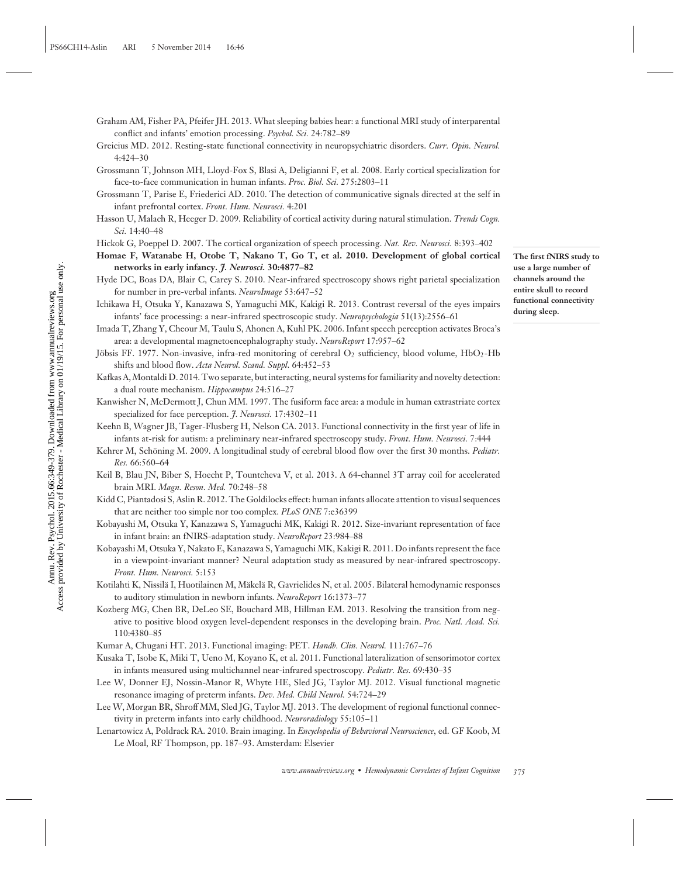Graham AM, Fisher PA, Pfeifer JH. 2013. What sleeping babies hear: a functional MRI study of interparental conflict and infants' emotion processing. *Psychol. Sci.* 24:782–89

Greicius MD. 2012. Resting-state functional connectivity in neuropsychiatric disorders. *Curr. Opin. Neurol.* 4:424–30

Grossmann T, Johnson MH, Lloyd-Fox S, Blasi A, Deligianni F, et al. 2008. Early cortical specialization for face-to-face communication in human infants. *Proc. Biol. Sci.* 275:2803–11

Grossmann T, Parise E, Friederici AD. 2010. The detection of communicative signals directed at the self in infant prefrontal cortex. *Front. Hum. Neurosci.* 4:201

Hasson U, Malach R, Heeger D. 2009. Reliability of cortical activity during natural stimulation. *Trends Cogn. Sci.* 14:40–48

Hickok G, Poeppel D. 2007. The cortical organization of speech processing. *Nat. Rev. Neurosci.* 8:393–402

**Homae F, Watanabe H, Otobe T, Nakano T, Go T, et al. 2010. Development of global cortical networks in early infancy. *J. Neurosci.* 30:4877–82**

**The first fNIRS study to use a large number of channels around the entire skull to record functional connectivity during sleep.**

Hyde DC, Boas DA, Blair C, Carey S. 2010. Near-infrared spectroscopy shows right parietal specialization for number in pre-verbal infants. *NeuroImage* 53:647–52

Ichikawa H, Otsuka Y, Kanazawa S, Yamaguchi MK, Kakigi R. 2013. Contrast reversal of the eyes impairs infants' face processing: a near-infrared spectroscopic study. *Neuropsychologia* 51(13):2556–61

Imada T, Zhang Y, Cheour M, Taulu S, Ahonen A, Kuhl PK. 2006. Infant speech perception activates Broca's area: a developmental magnetoencephalography study. *NeuroReport* 17:957–62

Jöbsis FF. 1977. Non-invasive, infra-red monitoring of cerebral $O_2$ sufficiency, blood volume, $HbO_2$-Hb shifts and blood flow. *Acta Neurol. Scand. Suppl.* 64:452–53

Kafkas A, Montaldi D. 2014. Two separate, but interacting, neural systems for familiarity and novelty detection: a dual route mechanism. *Hippocampus* 24:516–27

Kanwisher N, McDermott J, Chun MM. 1997. The fusiform face area: a module in human extrastriate cortex specialized for face perception. *J. Neurosci.* 17:4302–11

Keehn B, Wagner JB, Tager-Flusberg H, Nelson CA. 2013. Functional connectivity in the first year of life in infants at-risk for autism: a preliminary near-infrared spectroscopy study. *Front. Hum. Neurosci.* 7:444

Kehrer M, Schöning M. 2009. A longitudinal study of cerebral blood flow over the first 30 months. *Pediatr. Res.* 66:560–64

Keil B, Blau JN, Biber S, Hoecht P, Tountcheva V, et al. 2013. A 64-channel 3T array coil for accelerated brain MRI. *Magn. Reson. Med.* 70:248–58

Kidd C, Piantadosi S, Aslin R. 2012. The Goldilocks effect: human infants allocate attention to visual sequences that are neither too simple nor too complex. *PLoS ONE* 7:e36399

Kobayashi M, Otsuka Y, Kanazawa S, Yamaguchi MK, Kakigi R. 2012. Size-invariant representation of face in infant brain: an fNIRS-adaptation study. *NeuroReport* 23:984–88

Kobayashi M, Otsuka Y, Nakato E, Kanazawa S, Yamaguchi MK, Kakigi R. 2011. Do infants represent the face in a viewpoint-invariant manner? Neural adaptation study as measured by near-infrared spectroscopy. *Front. Hum. Neurosci.* 5:153

Kotilahti K, Nissilä I, Huotilainen M, Mäkelä R, Gavrielides N, et al. 2005. Bilateral hemodynamic responses to auditory stimulation in newborn infants. *NeuroReport* 16:1373–77

Kozberg MG, Chen BR, DeLeo SE, Bouchard MB, Hillman EM. 2013. Resolving the transition from negative to positive blood oxygen level-dependent responses in the developing brain. *Proc. Natl. Acad. Sci.* 110:4380–85

Kumar A, Chugani HT. 2013. Functional imaging: PET. *Handb. Clin. Neurol.* 111:767–76

Kusaka T, Isobe K, Miki T, Ueno M, Koyano K, et al. 2011. Functional lateralization of sensorimotor cortex in infants measured using multichannel near-infrared spectroscopy. *Pediatr. Res.* 69:430–35

Lee W, Donner EJ, Nossin-Manor R, Whyte HE, Sled JG, Taylor MJ. 2012. Visual functional magnetic resonance imaging of preterm infants. *Dev. Med. Child Neurol.* 54:724–29

Lee W, Morgan BR, Shroff MM, Sled JG, Taylor MJ. 2013. The development of regional functional connectivity in preterm infants into early childhood. *Neuroradiology* 55:105–11

Lenartowicz A, Poldrack RA. 2010. Brain imaging. In *Encyclopedia of Behavioral Neuroscience*, ed. GF Koob, M Le Moal, RF Thompson, pp. 187–93. Amsterdam: Elsevier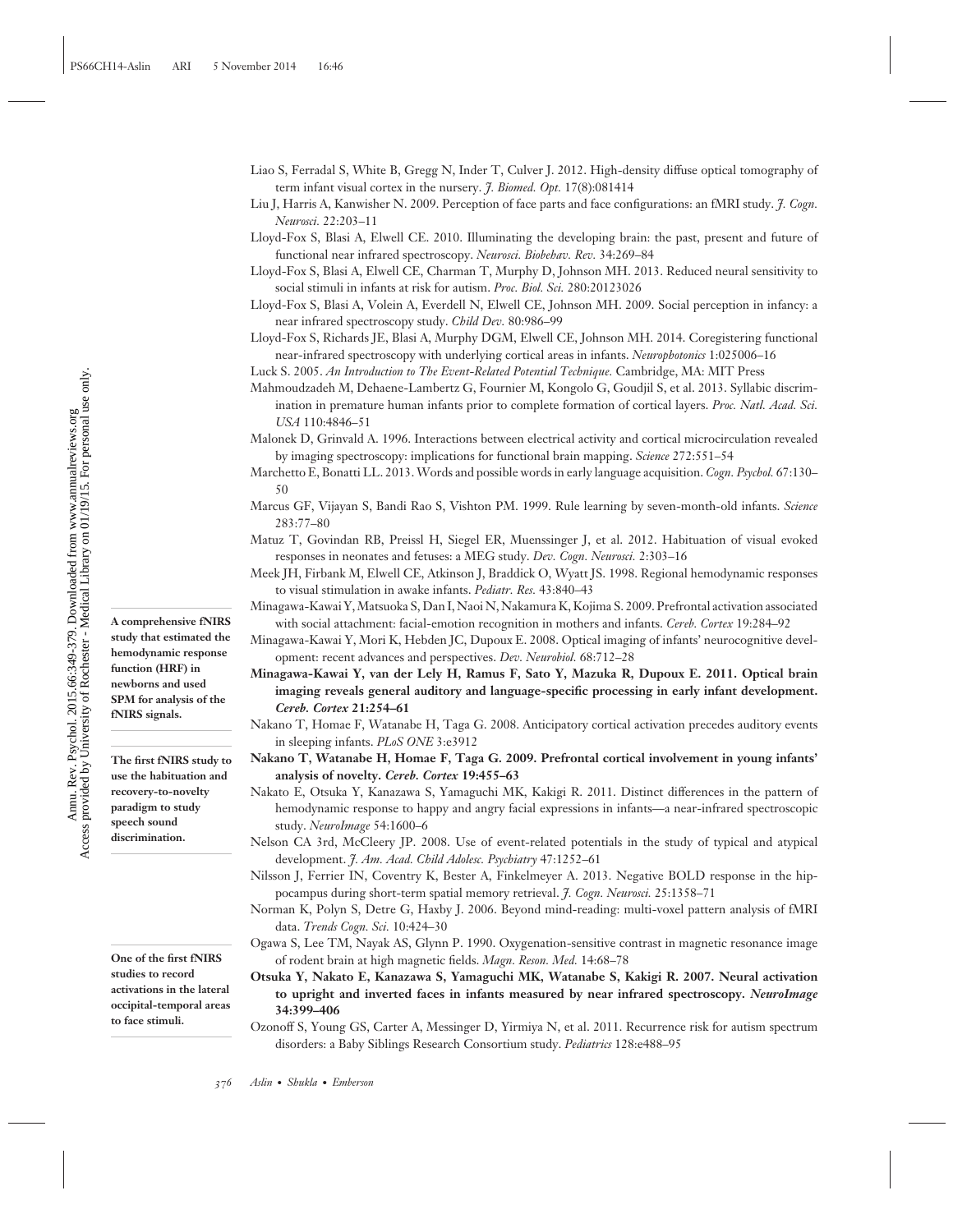Liao S, Ferradal S, White B, Gregg N, Inder T, Culver J. 2012. High-density diffuse optical tomography of term infant visual cortex in the nursery. *J. Biomed. Opt.* 17(8):081414

Liu J, Harris A, Kanwisher N. 2009. Perception of face parts and face configurations: an fMRI study. *J. Cogn. Neurosci.* 22:203–11

Lloyd-Fox S, Blasi A, Elwell CE. 2010. Illuminating the developing brain: the past, present and future of functional near infrared spectroscopy. *Neurosci. Biobehav. Rev.* 34:269–84

Lloyd-Fox S, Blasi A, Elwell CE, Charman T, Murphy D, Johnson MH. 2013. Reduced neural sensitivity to social stimuli in infants at risk for autism. *Proc. Biol. Sci.* 280:20123026

Lloyd-Fox S, Blasi A, Volein A, Everdell N, Elwell CE, Johnson MH. 2009. Social perception in infancy: a near infrared spectroscopy study. *Child Dev.* 80:986–99

Lloyd-Fox S, Richards JE, Blasi A, Murphy DGM, Elwell CE, Johnson MH. 2014. Coregistering functional near-infrared spectroscopy with underlying cortical areas in infants. *Neurophotonics* 1:025006–16

Luck S. 2005. *An Introduction to The Event-Related Potential Technique.* Cambridge, MA: MIT Press

Mahmoudzadeh M, Dehaene-Lambertz G, Fournier M, Kongolo G, Goudjil S, et al. 2013. Syllabic discrimination in premature human infants prior to complete formation of cortical layers. *Proc. Natl. Acad. Sci. USA* 110:4846–51

Malonek D, Grinvald A. 1996. Interactions between electrical activity and cortical microcirculation revealed by imaging spectroscopy: implications for functional brain mapping. *Science* 272:551–54

Marchetto E, Bonatti LL. 2013. Words and possible words in early language acquisition. *Cogn. Psychol.* 67:130–50

Marcus GF, Vijayan S, Bandi Rao S, Vishton PM. 1999. Rule learning by seven-month-old infants. *Science* 283:77–80

Matuz T, Govindan RB, Preissl H, Siegel ER, Muenssinger J, et al. 2012. Habituation of visual evoked responses in neonates and fetuses: a MEG study. *Dev. Cogn. Neurosci.* 2:303–16

Meek JH, Firbank M, Elwell CE, Atkinson J, Braddick O, Wyatt JS. 1998. Regional hemodynamic responses to visual stimulation in awake infants. *Pediatr. Res.* 43:840–43

Minagawa-Kawai Y, Matsuoka S, Dan I, Naoi N, Nakamura K, Kojima S. 2009. Prefrontal activation associated with social attachment: facial-emotion recognition in mothers and infants. *Cereb. Cortex* 19:284–92

Minagawa-Kawai Y, Mori K, Hebden JC, Dupoux E. 2008. Optical imaging of infants' neurocognitive development: recent advances and perspectives. *Dev. Neurobiol.* 68:712–28

**Minagawa-Kawai Y, van der Lely H, Ramus F, Sato Y, Mazuka R, Dupoux E. 2011. Optical brain imaging reveals general auditory and language-specific processing in early infant development. *Cereb. Cortex* 21:254–61**

**A comprehensive fNIRS study that estimated the hemodynamic response function (HRF) in newborns and used SPM for analysis of the fNIRS signals.**

Nakano T, Homae F, Watanabe H, Taga G. 2008. Anticipatory cortical activation precedes auditory events in sleeping infants. *PLoS ONE* 3:e3912

**Nakano T, Watanabe H, Homae F, Taga G. 2009. Prefrontal cortical involvement in young infants' analysis of novelty. *Cereb. Cortex* 19:455–63**

**The first fNIRS study to use the habituation and recovery-to-novelty paradigm to study speech sound discrimination.**

Nakato E, Otsuka Y, Kanazawa S, Yamaguchi MK, Kakigi R. 2011. Distinct differences in the pattern of hemodynamic response to happy and angry facial expressions in infants—a near-infrared spectroscopic study. *NeuroImage* 54:1600–6

Nelson CA 3rd, McCleery JP. 2008. Use of event-related potentials in the study of typical and atypical development. *J. Am. Acad. Child Adolesc. Psychiatry* 47:1252–61

Nilsson J, Ferrier IN, Coventry K, Bester A, Finkelmeyer A. 2013. Negative BOLD response in the hippocampus during short-term spatial memory retrieval. *J. Cogn. Neurosci.* 25:1358–71

Norman K, Polyn S, Detre G, Haxby J. 2006. Beyond mind-reading: multi-voxel pattern analysis of fMRI data. *Trends Cogn. Sci.* 10:424–30

Ogawa S, Lee TM, Nayak AS, Glynn P. 1990. Oxygenation-sensitive contrast in magnetic resonance image of rodent brain at high magnetic fields. *Magn. Reson. Med.* 14:68–78

**Otsuka Y, Nakato E, Kanazawa S, Yamaguchi MK, Watanabe S, Kakigi R. 2007. Neural activation to upright and inverted faces in infants measured by near infrared spectroscopy. *NeuroImage* 34:399–406**

**One of the first fNIRS studies to record activations in the lateral occipital-temporal areas to face stimuli.**

Ozonoff S, Young GS, Carter A, Messinger D, Yirmiya N, et al. 2011. Recurrence risk for autism spectrum disorders: a Baby Siblings Research Consortium study. *Pediatrics* 128:e488–95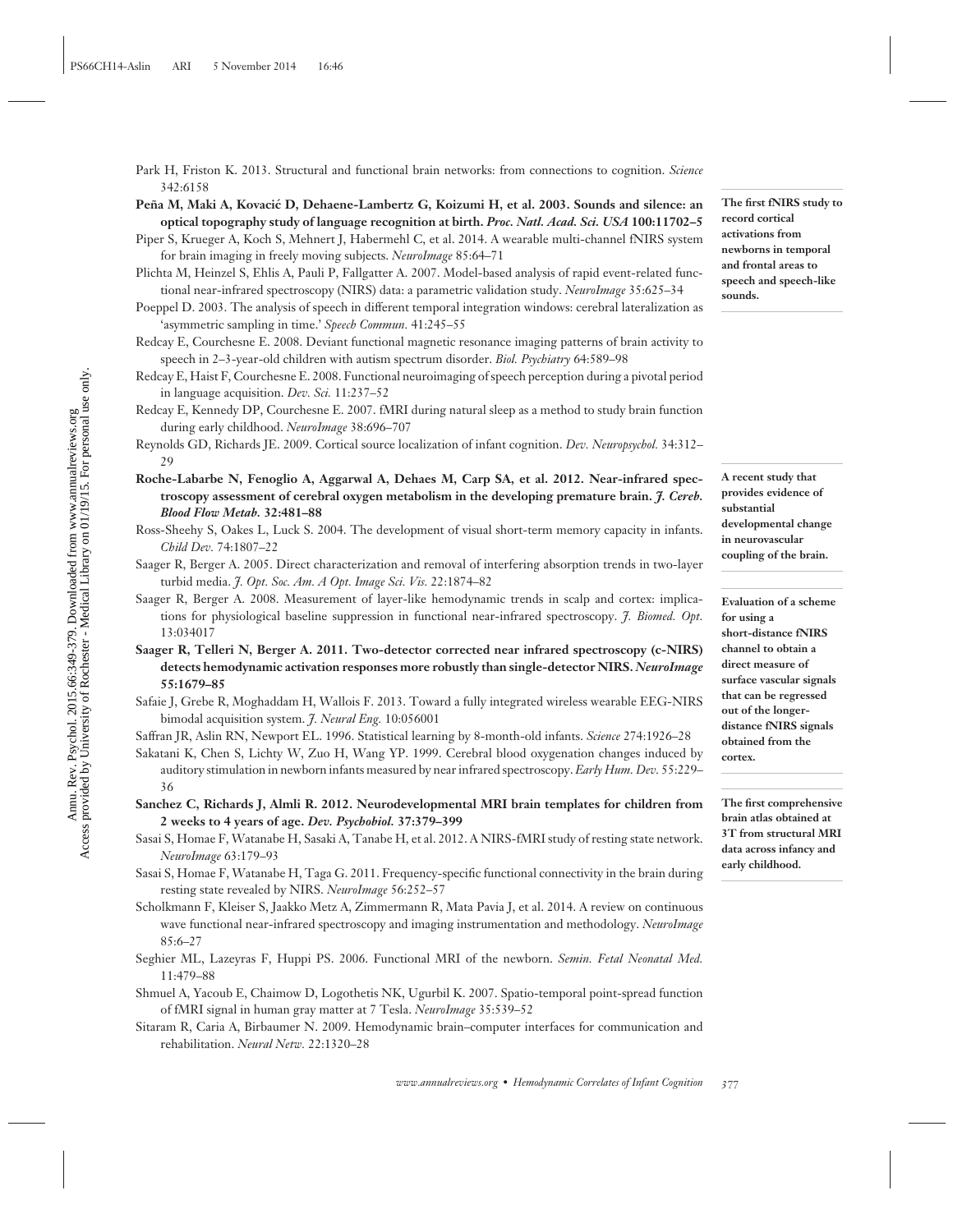Park H, Friston K. 2013. Structural and functional brain networks: from connections to cognition. *Science* 342:6158

**Peña M, Maki A, Kovačić D, Dehaene-Lambertz G, Koizumi H, et al. 2003. Sounds and silence: an optical topography study of language recognition at birth. *Proc. Natl. Acad. Sci. USA* 100:11702–5**

**The first fNIRS study to record cortical activations from newborns in temporal and frontal areas to speech and speech-like sounds.**

Piper S, Krueger A, Koch S, Mehnert J, Habermehl C, et al. 2014. A wearable multi-channel fNIRS system for brain imaging in freely moving subjects. *NeuroImage* 85:64–71

Plichta M, Heinzel S, Ehlis A, Pauli P, Fallgatter A. 2007. Model-based analysis of rapid event-related functional near-infrared spectroscopy (NIRS) data: a parametric validation study. *NeuroImage* 35:625–34

Poeppel D. 2003. The analysis of speech in different temporal integration windows: cerebral lateralization as 'asymmetric sampling in time.' *Speech Commun.* 41:245–55

Redcay E, Courchesne E. 2008. Deviant functional magnetic resonance imaging patterns of brain activity to speech in 2–3-year-old children with autism spectrum disorder. *Biol. Psychiatry* 64:589–98

Redcay E, Haist F, Courchesne E. 2008. Functional neuroimaging of speech perception during a pivotal period in language acquisition. *Dev. Sci.* 11:237–52

Redcay E, Kennedy DP, Courchesne E. 2007. fMRI during natural sleep as a method to study brain function during early childhood. *NeuroImage* 38:696–707

Reynolds GD, Richards JE. 2009. Cortical source localization of infant cognition. *Dev. Neuropsychol.* 34:312–29

**Roche-Labarbe N, Fenoglio A, Aggarwal A, Dehaes M, Carp SA, et al. 2012. Near-infrared spectroscopy assessment of cerebral oxygen metabolism in the developing premature brain. *J. Cereb. Blood Flow Metab.* 32:481–88**

**A recent study that provides evidence of substantial developmental change in neurovascular coupling of the brain.**

Ross-Sheehy S, Oakes L, Luck S. 2004. The development of visual short-term memory capacity in infants. *Child Dev.* 74:1807–22

Saager R, Berger A. 2005. Direct characterization and removal of interfering absorption trends in two-layer turbid media. *J. Opt. Soc. Am. A Opt. Image Sci. Vis.* 22:1874–82

Saager R, Berger A. 2008. Measurement of layer-like hemodynamic trends in scalp and cortex: implications for physiological baseline suppression in functional near-infrared spectroscopy. *J. Biomed. Opt.* 13:034017

**Saager R, Telleri N, Berger A. 2011. Two-detector corrected near infrared spectroscopy (c-NIRS) detects hemodynamic activation responses more robustly than single-detector NIRS. *NeuroImage* 55:1679–85**

**Evaluation of a scheme for using a short-distance fNIRS channel to obtain a direct measure of surface vascular signals that can be regressed out of the longer-distance fNIRS signals obtained from the cortex.**

Safaie J, Grebe R, Moghaddam H, Wallois F. 2013. Toward a fully integrated wireless wearable EEG-NIRS bimodal acquisition system. *J. Neural Eng.* 10:056001

Saffran JR, Aslin RN, Newport EL. 1996. Statistical learning by 8-month-old infants. *Science* 274:1926–28

Sakatani K, Chen S, Lichty W, Zuo H, Wang YP. 1999. Cerebral blood oxygenation changes induced by auditory stimulation in newborn infants measured by near infrared spectroscopy. *Early Hum. Dev.* 55:229–36

**Sanchez C, Richards J, Almli R. 2012. Neurodevelopmental MRI brain templates for children from 2 weeks to 4 years of age. *Dev. Psychobiol.* 37:379–399**

**The first comprehensive brain atlas obtained at 3T from structural MRI data across infancy and early childhood.**

Sasai S, Homae F, Watanabe H, Sasaki A, Tanabe H, et al. 2012. A NIRS-fMRI study of resting state network. *NeuroImage* 63:179–93

Sasai S, Homae F, Watanabe H, Taga G. 2011. Frequency-specific functional connectivity in the brain during resting state revealed by NIRS. *NeuroImage* 56:252–57

Scholkmann F, Kleiser S, Jaakko Metz A, Zimmermann R, Mata Pavia J, et al. 2014. A review on continuous wave functional near-infrared spectroscopy and imaging instrumentation and methodology. *NeuroImage* 85:6–27

Seghier ML, Lazeyras F, Huppi PS. 2006. Functional MRI of the newborn. *Semin. Fetal Neonatal Med.* 11:479–88

Shmuel A, Yacoub E, Chaimow D, Logothetis NK, Ugurbil K. 2007. Spatio-temporal point-spread function of fMRI signal in human gray matter at 7 Tesla. *NeuroImage* 35:539–52

Sitaram R, Caria A, Birbaumer N. 2009. Hemodynamic brain–computer interfaces for communication and rehabilitation. *Neural Netw.* 22:1320–28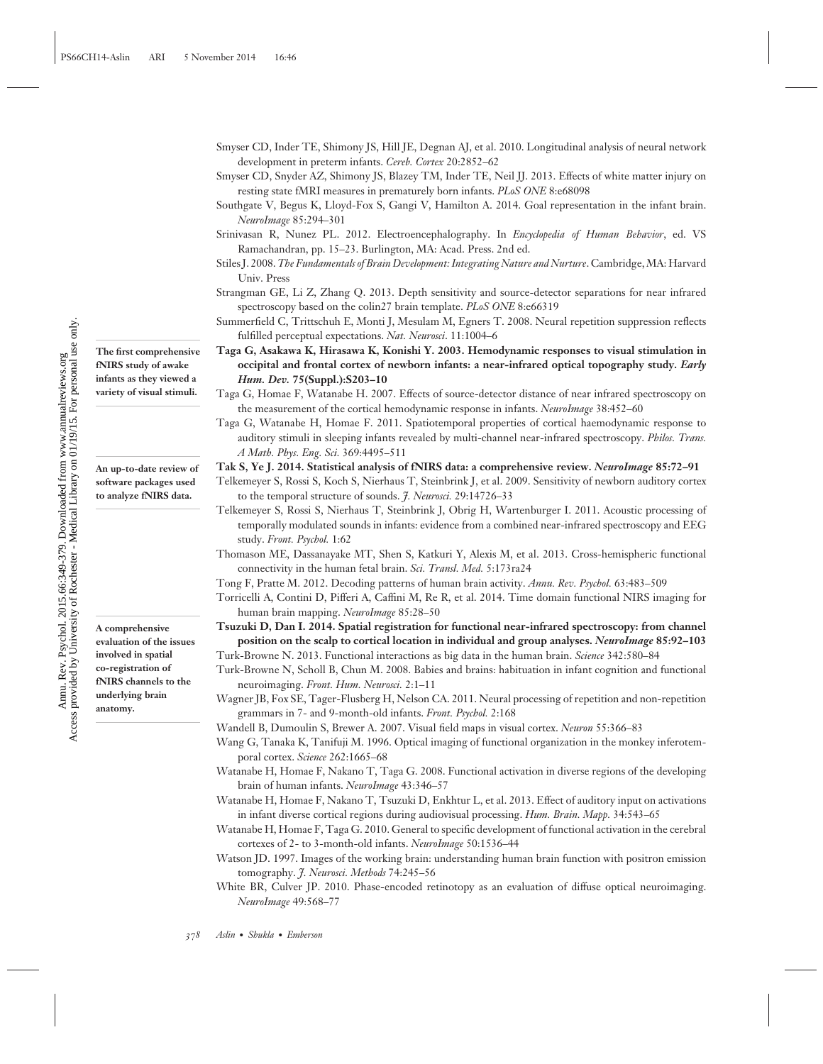Smyser CD, Inder TE, Shimony JS, Hill JE, Degnan AJ, et al. 2010. Longitudinal analysis of neural network development in preterm infants. *Cereb. Cortex* 20:2852–62

Smyser CD, Snyder AZ, Shimony JS, Blazey TM, Inder TE, Neil JJ. 2013. Effects of white matter injury on resting state fMRI measures in prematurely born infants. *PLoS ONE* 8:e68098

Southgate V, Begus K, Lloyd-Fox S, Gangi V, Hamilton A. 2014. Goal representation in the infant brain. *NeuroImage* 85:294–301

Srinivasan R, Nunez PL. 2012. Electroencephalography. In *Encyclopedia of Human Behavior*, ed. VS Ramachandran, pp. 15–23. Burlington, MA: Acad. Press. 2nd ed.

Stiles J. 2008. *The Fundamentals of Brain Development: Integrating Nature and Nurture*. Cambridge, MA: Harvard Univ. Press

Strangman GE, Li Z, Zhang Q. 2013. Depth sensitivity and source-detector separations for near infrared spectroscopy based on the colin27 brain template. *PLoS ONE* 8:e66319

Summerfield C, Trittschuh E, Monti J, Mesulam M, Egners T. 2008. Neural repetition suppression reflects fulfilled perceptual expectations. *Nat. Neurosci*. 11:1004–6

**Taga G, Asakawa K, Hirasawa K, Konishi Y. 2003. Hemodynamic responses to visual stimulation in occipital and frontal cortex of newborn infants: a near-infrared optical topography study. *Early Hum. Dev.* 75(Suppl.):S203–10**

**The first comprehensive fNIRS study of awake infants as they viewed a variety of visual stimuli.**

Taga G, Homae F, Watanabe H. 2007. Effects of source-detector distance of near infrared spectroscopy on the measurement of the cortical hemodynamic response in infants. *NeuroImage* 38:452–60

Taga G, Watanabe H, Homae F. 2011. Spatiotemporal properties of cortical haemodynamic response to auditory stimuli in sleeping infants revealed by multi-channel near-infrared spectroscopy. *Philos. Trans. A Math. Phys. Eng. Sci.* 369:4495–511

**Tak S, Ye J. 2014. Statistical analysis of fNIRS data: a comprehensive review. *NeuroImage* 85:72–91**

**An up-to-date review of software packages used to analyze fNIRS data.**

Telkemeyer S, Rossi S, Koch S, Nierhaus T, Steinbrink J, et al. 2009. Sensitivity of newborn auditory cortex to the temporal structure of sounds. *J. Neurosci.* 29:14726–33

Telkemeyer S, Rossi S, Nierhaus T, Steinbrink J, Obrig H, Wartenburger I. 2011. Acoustic processing of temporally modulated sounds in infants: evidence from a combined near-infrared spectroscopy and EEG study. *Front. Psychol.* 1:62

Thomason ME, Dassanayake MT, Shen S, Katkuri Y, Alexis M, et al. 2013. Cross-hemispheric functional connectivity in the human fetal brain. *Sci. Transl. Med.* 5:173ra24

Tong F, Pratte M. 2012. Decoding patterns of human brain activity. *Annu. Rev. Psychol.* 63:483–509

Torricelli A, Contini D, Pifferi A, Caffini M, Re R, et al. 2014. Time domain functional NIRS imaging for human brain mapping. *NeuroImage* 85:28–50

**Tsuzuki D, Dan I. 2014. Spatial registration for functional near-infrared spectroscopy: from channel position on the scalp to cortical location in individual and group analyses. *NeuroImage* 85:92–103**

**A comprehensive evaluation of the issues involved in spatial co-registration of fNIRS channels to the underlying brain anatomy.**

Turk-Browne N. 2013. Functional interactions as big data in the human brain. *Science* 342:580–84

Turk-Browne N, Scholl B, Chun M. 2008. Babies and brains: habituation in infant cognition and functional neuroimaging. *Front. Hum. Neurosci.* 2:1–11

Wagner JB, Fox SE, Tager-Flusberg H, Nelson CA. 2011. Neural processing of repetition and non-repetition grammars in 7- and 9-month-old infants. *Front. Psychol.* 2:168

Wandell B, Dumoulin S, Brewer A. 2007. Visual field maps in visual cortex. *Neuron* 55:366–83

Wang G, Tanaka K, Tanifuji M. 1996. Optical imaging of functional organization in the monkey inferotemporal cortex. *Science* 262:1665–68

Watanabe H, Homae F, Nakano T, Taga G. 2008. Functional activation in diverse regions of the developing brain of human infants. *NeuroImage* 43:346–57

Watanabe H, Homae F, Nakano T, Tsuzuki D, Enkhtur L, et al. 2013. Effect of auditory input on activations in infant diverse cortical regions during audiovisual processing. *Hum. Brain. Mapp.* 34:543–65

Watanabe H, Homae F, Taga G. 2010. General to specific development of functional activation in the cerebral cortexes of 2- to 3-month-old infants. *NeuroImage* 50:1536–44

Watson JD. 1997. Images of the working brain: understanding human brain function with positron emission tomography. *J. Neurosci. Methods* 74:245–56

White BR, Culver JP. 2010. Phase-encoded retinotopy as an evaluation of diffuse optical neuroimaging. *NeuroImage* 49:568–77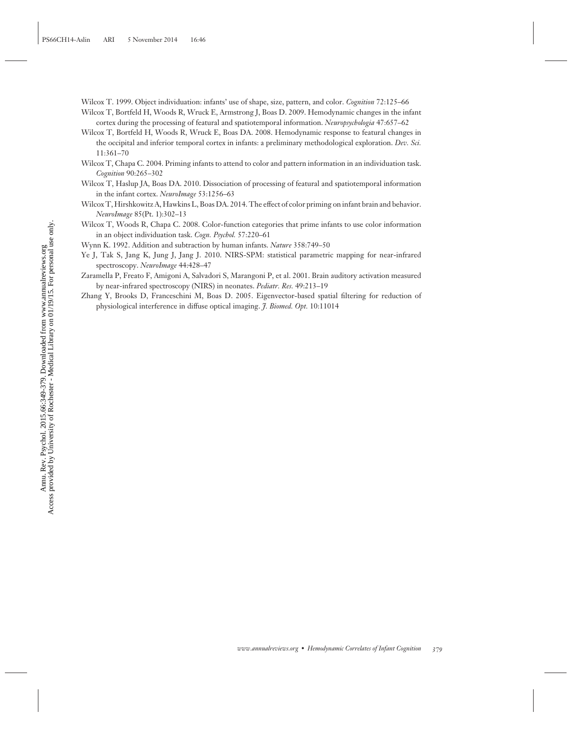Wilcox T. 1999. Object individuation: infants' use of shape, size, pattern, and color. *Cognition* 72:125–66

Wilcox T, Bortfeld H, Woods R, Wruck E, Armstrong J, Boas D. 2009. Hemodynamic changes in the infant cortex during the processing of featural and spatiotemporal information. *Neuropsychologia* 47:657–62

Wilcox T, Bortfeld H, Woods R, Wruck E, Boas DA. 2008. Hemodynamic response to featural changes in the occipital and inferior temporal cortex in infants: a preliminary methodological exploration. *Dev. Sci.* 11:361–70

Wilcox T, Chapa C. 2004. Priming infants to attend to color and pattern information in an individuation task. *Cognition* 90:265–302

Wilcox T, Haslup JA, Boas DA. 2010. Dissociation of processing of featural and spatiotemporal information in the infant cortex. *NeuroImage* 53:1256–63

Wilcox T, Hirshkowitz A, Hawkins L, Boas DA. 2014. The effect of color priming on infant brain and behavior. *NeuroImage* 85(Pt. 1):302–13

Wilcox T, Woods R, Chapa C. 2008. Color-function categories that prime infants to use color information in an object individuation task. *Cogn. Psychol.* 57:220–61

Wynn K. 1992. Addition and subtraction by human infants. *Nature* 358:749–50

Ye J, Tak S, Jang K, Jung J, Jang J. 2010. NIRS-SPM: statistical parametric mapping for near-infrared spectroscopy. *NeuroImage* 44:428–47

Zaramella P, Freato F, Amigoni A, Salvadori S, Marangoni P, et al. 2001. Brain auditory activation measured by near-infrared spectroscopy (NIRS) in neonates. *Pediatr. Res.* 49:213–19

Zhang Y, Brooks D, Franceschini M, Boas D. 2005. Eigenvector-based spatial filtering for reduction of physiological interference in diffuse optical imaging. *J. Biomed. Opt.* 10:11014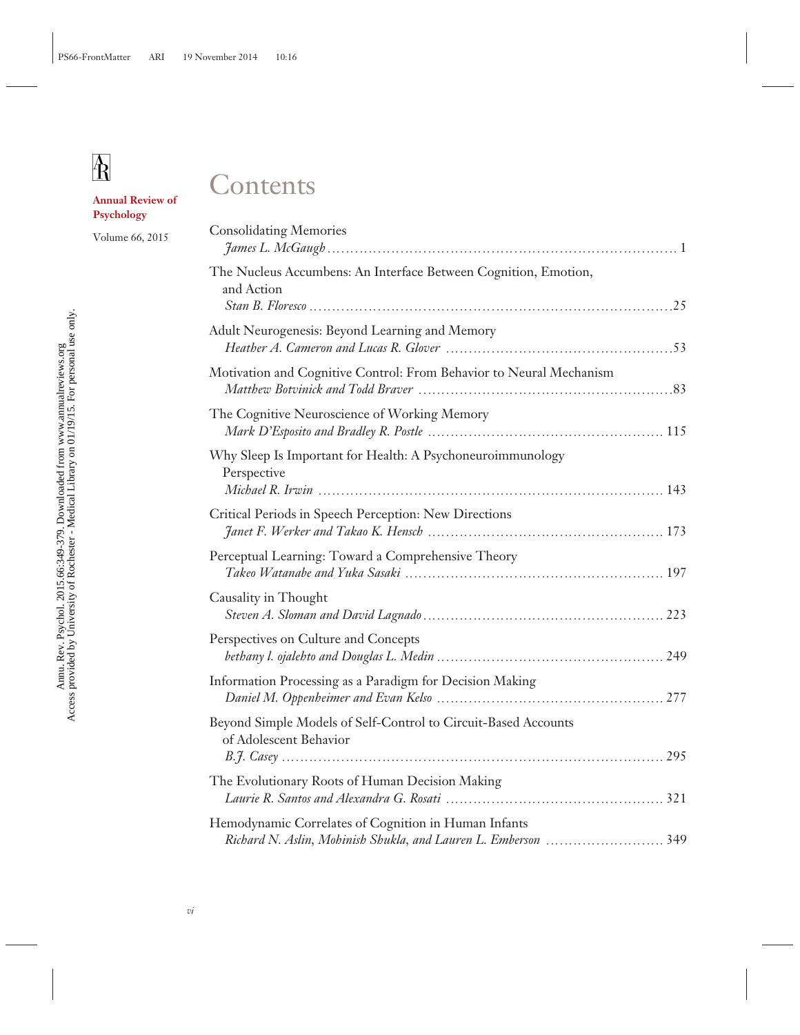# Contents

**Annual Review of Psychology**

Volume 66, 2015

Consolidating Memories
*James L. McGaugh* ............ 1

The Nucleus Accumbens: An Interface Between Cognition, Emotion, and Action
*Stan B. Floresco* ............ 25

Adult Neurogenesis: Beyond Learning and Memory
*Heather A. Cameron and Lucas R. Glover* ............ 53

Motivation and Cognitive Control: From Behavior to Neural Mechanism
*Matthew Botvinick and Todd Braver* ............ 83

The Cognitive Neuroscience of Working Memory
*Mark D'Esposito and Bradley R. Postle* ............ 115

Why Sleep Is Important for Health: A Psychoneuroimmunology Perspective
*Michael R. Irwin* ............ 143

Critical Periods in Speech Perception: New Directions
*Janet F. Werker and Takao K. Hensch* ............ 173

Perceptual Learning: Toward a Comprehensive Theory
*Takeo Watanabe and Yuka Sasaki* ............ 197

Causality in Thought
*Steven A. Sloman and David Lagnado* ............ 223

Perspectives on Culture and Concepts
*bethany l. ojalehto and Douglas L. Medin* ............ 249

Information Processing as a Paradigm for Decision Making
*Daniel M. Oppenheimer and Evan Kelso* ............ 277

Beyond Simple Models of Self-Control to Circuit-Based Accounts of Adolescent Behavior
*B.J. Casey* ............ 295

The Evolutionary Roots of Human Decision Making
*Laurie R. Santos and Alexandra G. Rosati* ............ 321

Hemodynamic Correlates of Cognition in Human Infants
*Richard N. Aslin, Mohinish Shukla, and Lauren L. Emberson* ............ 349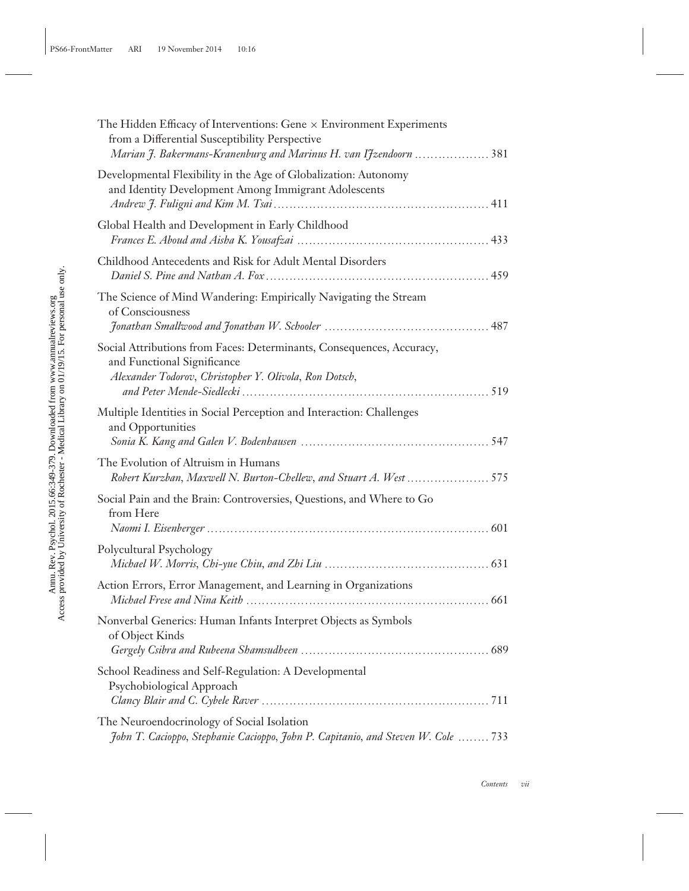The Hidden Efficacy of Interventions: Gene × Environment Experiments from a Differential Susceptibility Perspective
*Marian J. Bakermans-Kranenburg and Marinus H. van IJzendoorn* . . . . . . . . . . . . . . . . . . 381

Developmental Flexibility in the Age of Globalization: Autonomy and Identity Development Among Immigrant Adolescents
*Andrew J. Fuligni and Kim M. Tsai* . . . . . . . . . . . . . . . . . . . . . . . . . . . . . . . . . . . . . . . . . . . . . . . . . 411

Global Health and Development in Early Childhood
*Frances E. Aboud and Aisha K. Yousafzai* . . . . . . . . . . . . . . . . . . . . . . . . . . . . . . . . . . . . . . . . . . . 433

Childhood Antecedents and Risk for Adult Mental Disorders
*Daniel S. Pine and Nathan A. Fox* . . . . . . . . . . . . . . . . . . . . . . . . . . . . . . . . . . . . . . . . . . . . . . . . . . . 459

The Science of Mind Wandering: Empirically Navigating the Stream of Consciousness
*Jonathan Smallwood and Jonathan W. Schooler* . . . . . . . . . . . . . . . . . . . . . . . . . . . . . . . . . . . . 487

Social Attributions from Faces: Determinants, Consequences, Accuracy, and Functional Significance
*Alexander Todorov, Christopher Y. Olivola, Ron Dotsch, and Peter Mende-Siedlecki* . . . . . . . . . . . . . . . . . . . . . . . . . . . . . . . . . . . . . . . . . . . . . . . . . . . . . . . . 519

Multiple Identities in Social Perception and Interaction: Challenges and Opportunities
*Sonia K. Kang and Galen V. Bodenhausen* . . . . . . . . . . . . . . . . . . . . . . . . . . . . . . . . . . . . . . . . . . 547

The Evolution of Altruism in Humans
*Robert Kurzban, Maxwell N. Burton-Chellew, and Stuart A. West* . . . . . . . . . . . . . . . . . . . . . 575

Social Pain and the Brain: Controversies, Questions, and Where to Go from Here
*Naomi I. Eisenberger* . . . . . . . . . . . . . . . . . . . . . . . . . . . . . . . . . . . . . . . . . . . . . . . . . . . . . . . . . . . . . . . . 601

Polycultural Psychology
*Michael W. Morris, Chi-yue Chiu, and Zhi Liu* . . . . . . . . . . . . . . . . . . . . . . . . . . . . . . . . . . . . . . 631

Action Errors, Error Management, and Learning in Organizations
*Michael Frese and Nina Keith* . . . . . . . . . . . . . . . . . . . . . . . . . . . . . . . . . . . . . . . . . . . . . . . . . . . . . . . . 661

Nonverbal Generics: Human Infants Interpret Objects as Symbols of Object Kinds
*Gergely Csibra and Rubeena Shamsudheen* . . . . . . . . . . . . . . . . . . . . . . . . . . . . . . . . . . . . . . . . . . 689

School Readiness and Self-Regulation: A Developmental Psychobiological Approach
*Clancy Blair and C. Cybele Raver* . . . . . . . . . . . . . . . . . . . . . . . . . . . . . . . . . . . . . . . . . . . . . . . . . . . . 711

The Neuroendocrinology of Social Isolation
*John T. Cacioppo, Stephanie Cacioppo, John P. Capitanio, and Steven W. Cole* . . . . . . . . 733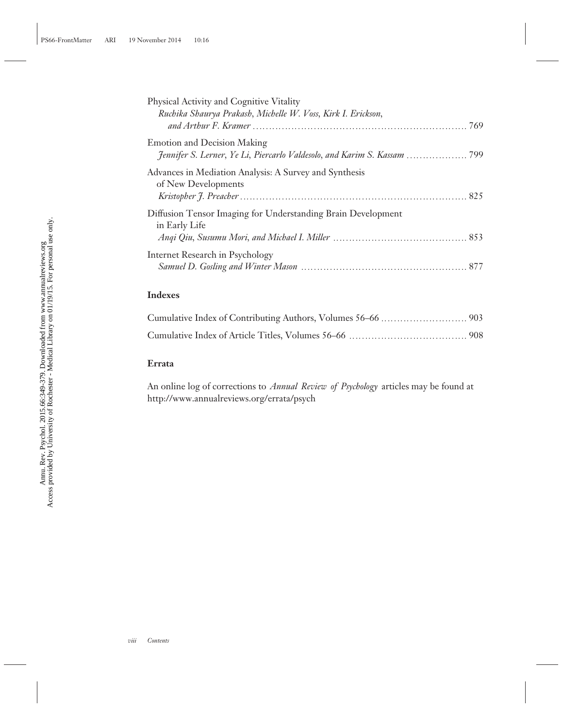Physical Activity and Cognitive Vitality
*Ruchika Shaurya Prakash, Michelle W. Voss, Kirk I. Erickson, and Arthur F. Kramer* . . . . . . . . . . . . . . . . . . . . . . . . . . . . . . . . . . . . . . . . . . . . . . . . . . . . . . . . . . . . . . 769

Emotion and Decision Making
*Jennifer S. Lerner, Ye Li, Piercarlo Valdesolo, and Karim S. Kassam* . . . . . . . . . . . . . . . . . . 799

Advances in Mediation Analysis: A Survey and Synthesis of New Developments
*Kristopher J. Preacher* . . . . . . . . . . . . . . . . . . . . . . . . . . . . . . . . . . . . . . . . . . . . . . . . . . . . . . . . . . . . . . . 825

Diffusion Tensor Imaging for Understanding Brain Development in Early Life
*Anqi Qiu, Susumu Mori, and Michael I. Miller* . . . . . . . . . . . . . . . . . . . . . . . . . . . . . . . . . . . . . . . 853

Internet Research in Psychology
*Samuel D. Gosling and Winter Mason* . . . . . . . . . . . . . . . . . . . . . . . . . . . . . . . . . . . . . . . . . . . . . . . 877

## Indexes

Cumulative Index of Contributing Authors, Volumes 56–66 . . . . . . . . . . . . . . . . . . . . . . . . . 903

Cumulative Index of Article Titles, Volumes 56–66 . . . . . . . . . . . . . . . . . . . . . . . . . . . . . . . . . 908

## Errata

An online log of corrections to *Annual Review of Psychology* articles may be found at http://www.annualreviews.org/errata/psych